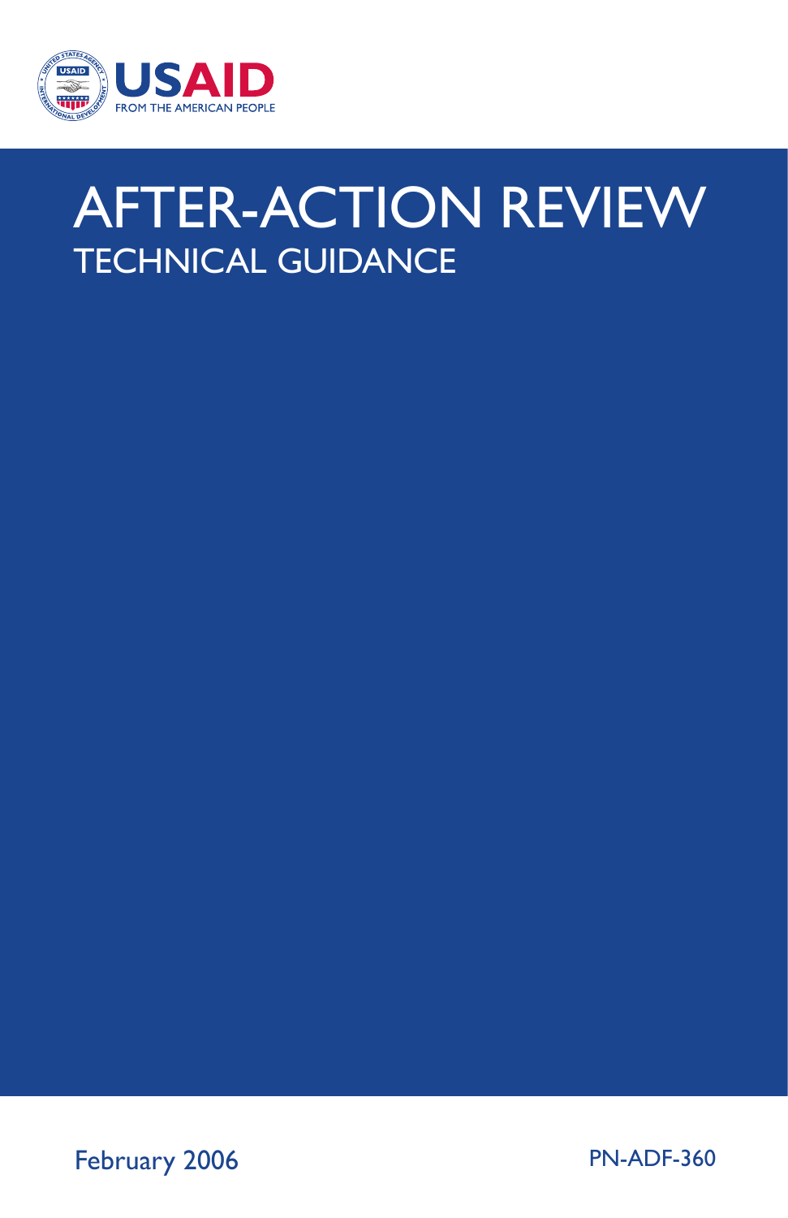USAID

FROM THE AMERICAN PEOPLE

# AFTER-ACTION REVIEW

## TECHNICAL GUIDANCE

February 2006

PN-ADF-360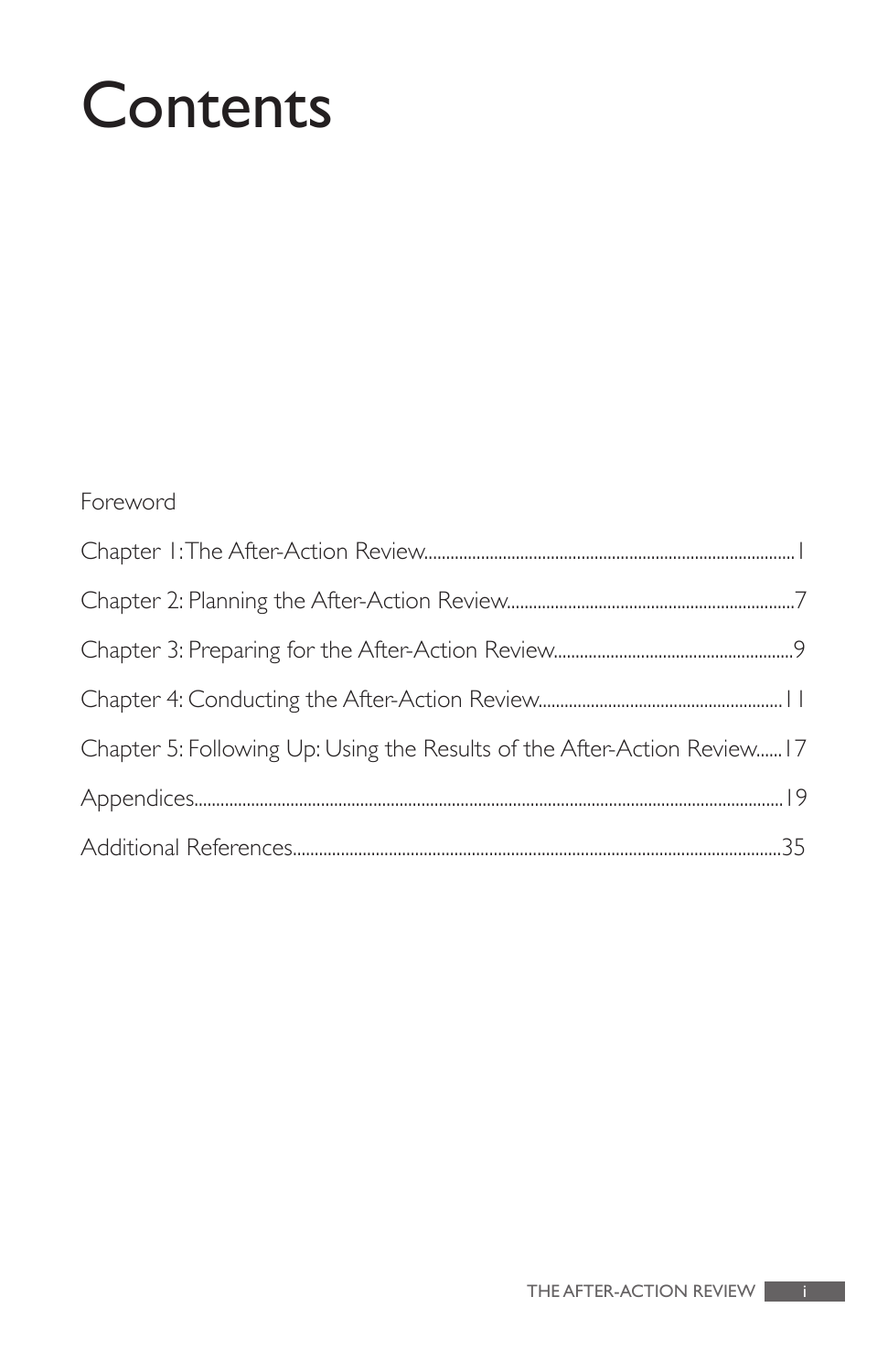# Contents

Foreword

Chapter 1: The After-Action Review....................................................................................1

Chapter 2: Planning the After-Action Review..................................................................7

Chapter 3: Preparing for the After-Action Review.......................................................9

Chapter 4: Conducting the After-Action Review........................................................11

Chapter 5: Following Up: Using the Results of the After-Action Review......17

Appendices......................................................................................................................................19

Additional References................................................................................................................35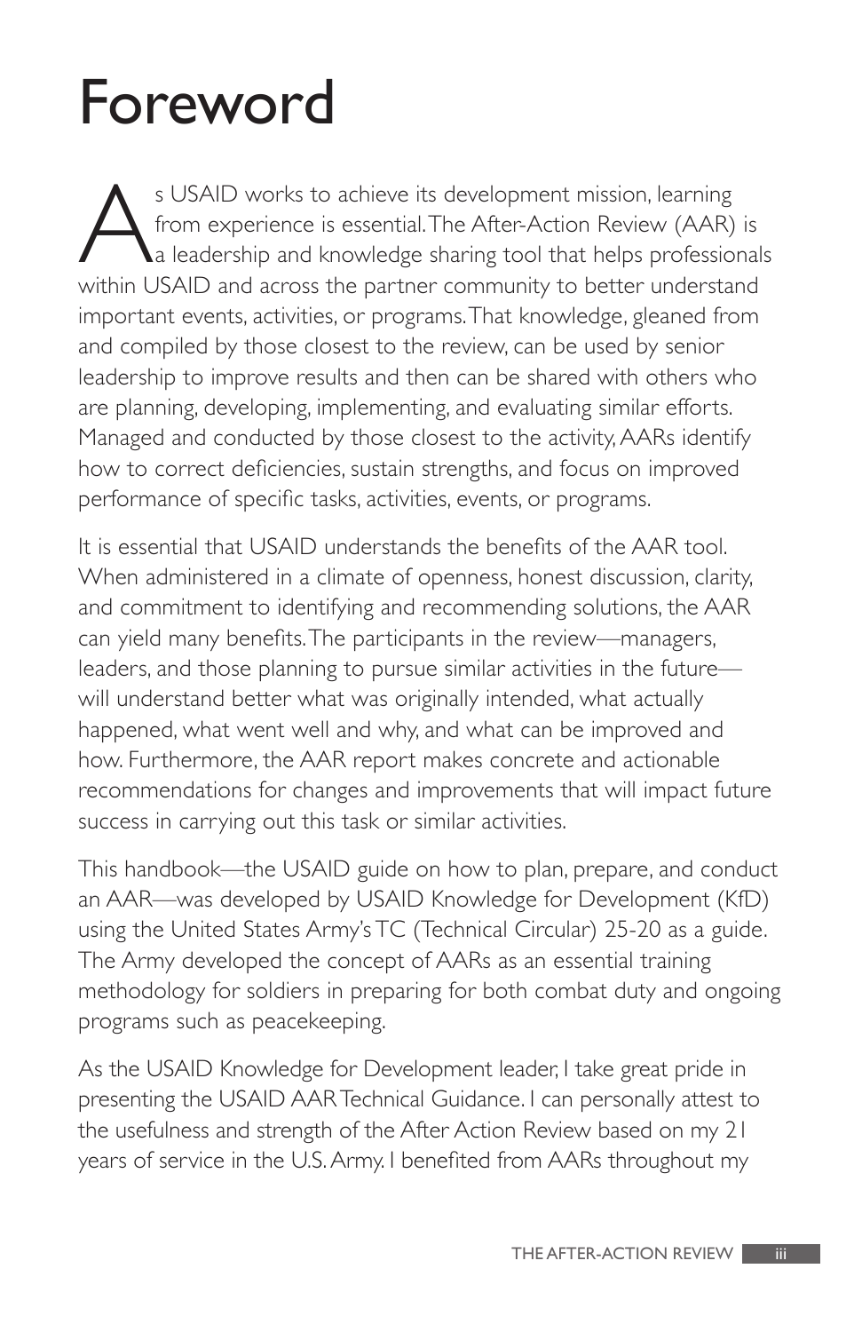# Foreword

As USAID works to achieve its development mission, learning from experience is essential. The After-Action Review (AAR) is a leadership and knowledge sharing tool that helps professionals within USAID and across the partner community to better understand important events, activities, or programs. That knowledge, gleaned from and compiled by those closest to the review, can be used by senior leadership to improve results and then can be shared with others who are planning, developing, implementing, and evaluating similar efforts. Managed and conducted by those closest to the activity, AARs identify how to correct deficiencies, sustain strengths, and focus on improved performance of specific tasks, activities, events, or programs.

It is essential that USAID understands the benefits of the AAR tool. When administered in a climate of openness, honest discussion, clarity, and commitment to identifying and recommending solutions, the AAR can yield many benefits. The participants in the review—managers, leaders, and those planning to pursue similar activities in the future—will understand better what was originally intended, what actually happened, what went well and why, and what can be improved and how. Furthermore, the AAR report makes concrete and actionable recommendations for changes and improvements that will impact future success in carrying out this task or similar activities.

This handbook—the USAID guide on how to plan, prepare, and conduct an AAR—was developed by USAID Knowledge for Development (KfD) using the United States Army's TC (Technical Circular) 25-20 as a guide. The Army developed the concept of AARs as an essential training methodology for soldiers in preparing for both combat duty and ongoing programs such as peacekeeping.

As the USAID Knowledge for Development leader, I take great pride in presenting the USAID AAR Technical Guidance. I can personally attest to the usefulness and strength of the After Action Review based on my 21 years of service in the U.S. Army. I benefited from AARs throughout my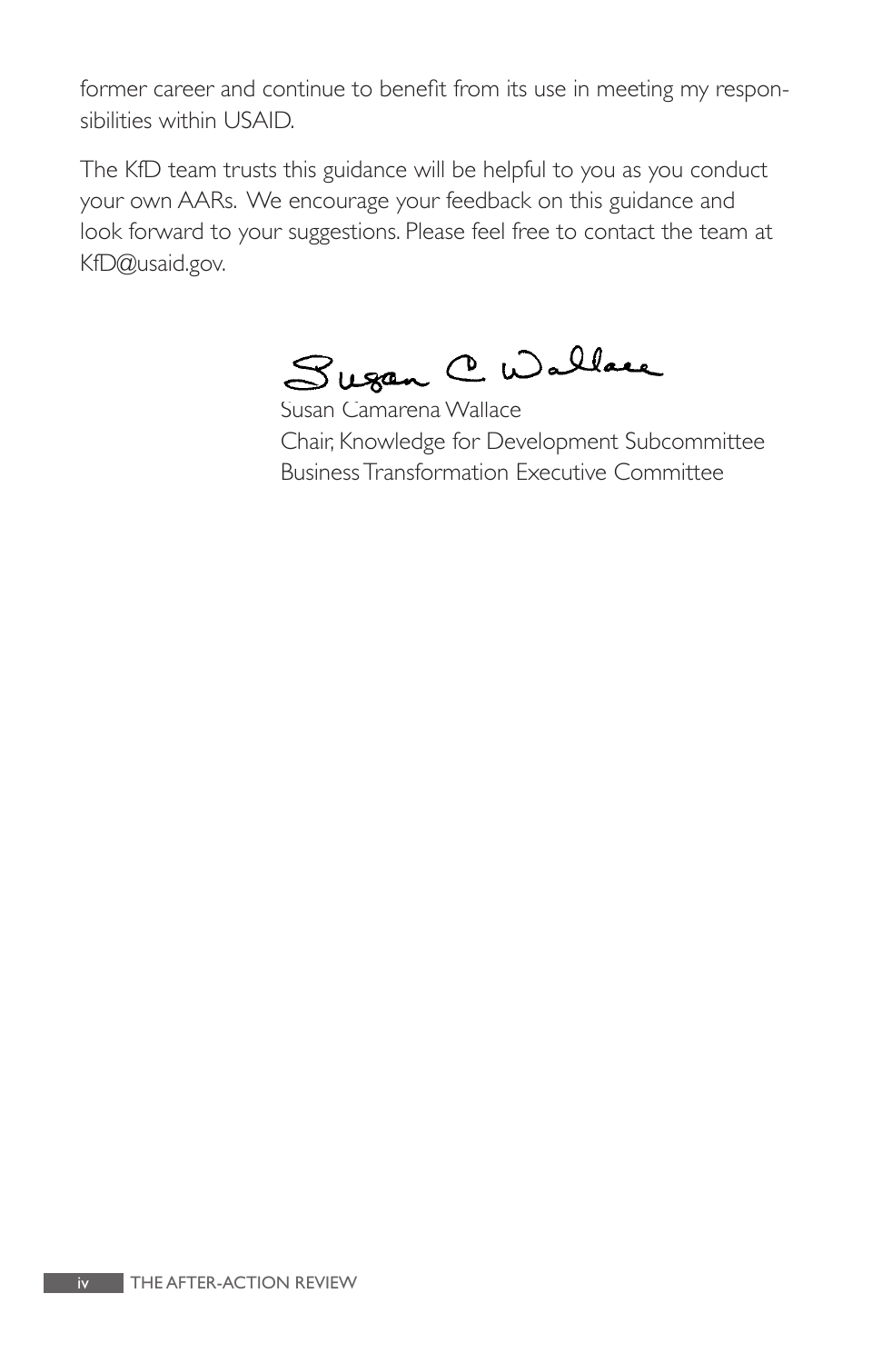former career and continue to benefit from its use in meeting my responsibilities within USAID.

The KfD team trusts this guidance will be helpful to you as you conduct your own AARs. We encourage your feedback on this guidance and look forward to your suggestions. Please feel free to contact the team at KfD@usaid.gov.

Susan Camarena Wallace
Chair, Knowledge for Development Subcommittee
Business Transformation Executive Committee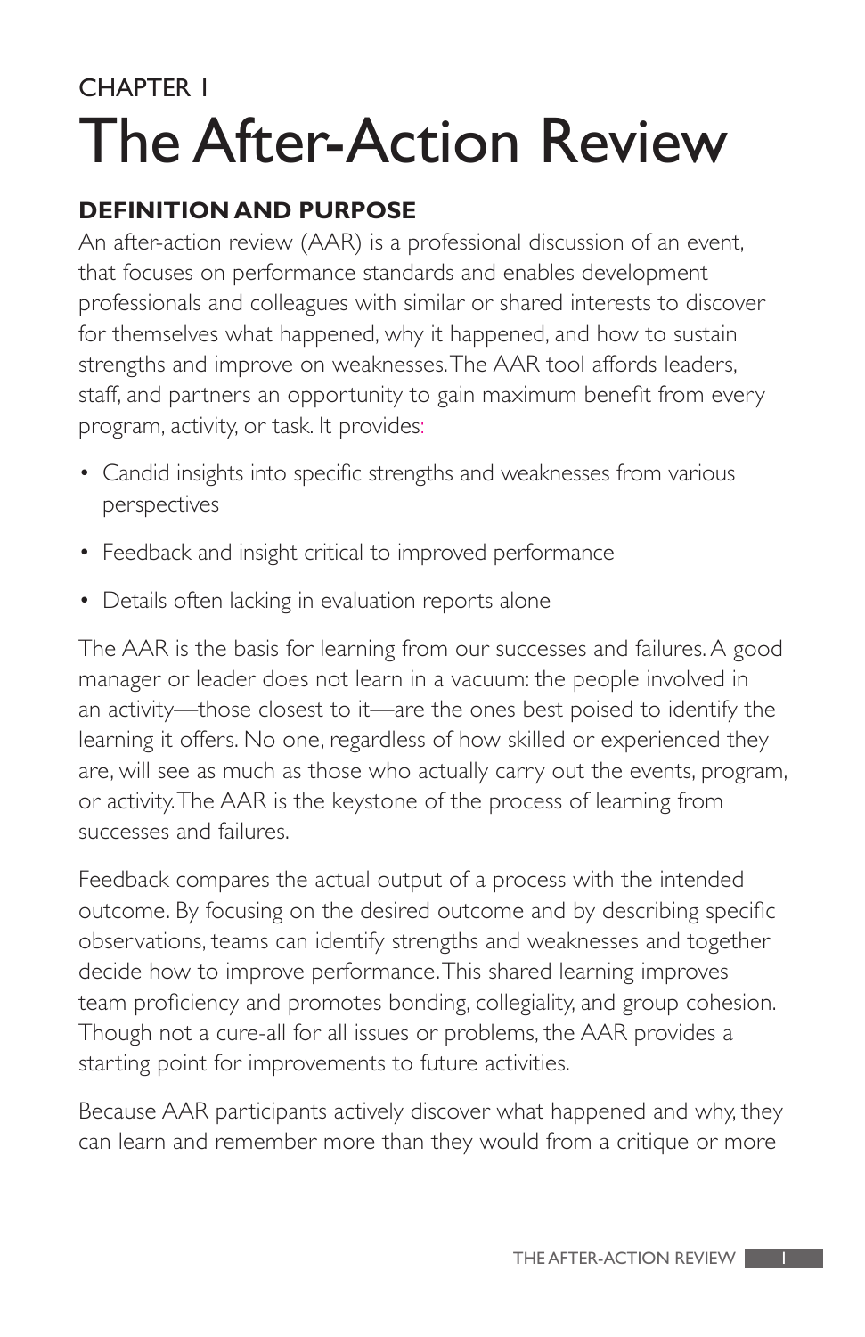CHAPTER 1

# The After-Action Review

## DEFINITION AND PURPOSE

An after-action review (AAR) is a professional discussion of an event, that focuses on performance standards and enables development professionals and colleagues with similar or shared interests to discover for themselves what happened, why it happened, and how to sustain strengths and improve on weaknesses. The AAR tool affords leaders, staff, and partners an opportunity to gain maximum benefit from every program, activity, or task. It provides:

- Candid insights into specific strengths and weaknesses from various perspectives
- Feedback and insight critical to improved performance
- Details often lacking in evaluation reports alone

The AAR is the basis for learning from our successes and failures. A good manager or leader does not learn in a vacuum: the people involved in an activity—those closest to it—are the ones best poised to identify the learning it offers. No one, regardless of how skilled or experienced they are, will see as much as those who actually carry out the events, program, or activity. The AAR is the keystone of the process of learning from successes and failures.

Feedback compares the actual output of a process with the intended outcome. By focusing on the desired outcome and by describing specific observations, teams can identify strengths and weaknesses and together decide how to improve performance. This shared learning improves team proficiency and promotes bonding, collegiality, and group cohesion. Though not a cure-all for all issues or problems, the AAR provides a starting point for improvements to future activities.

Because AAR participants actively discover what happened and why, they can learn and remember more than they would from a critique or more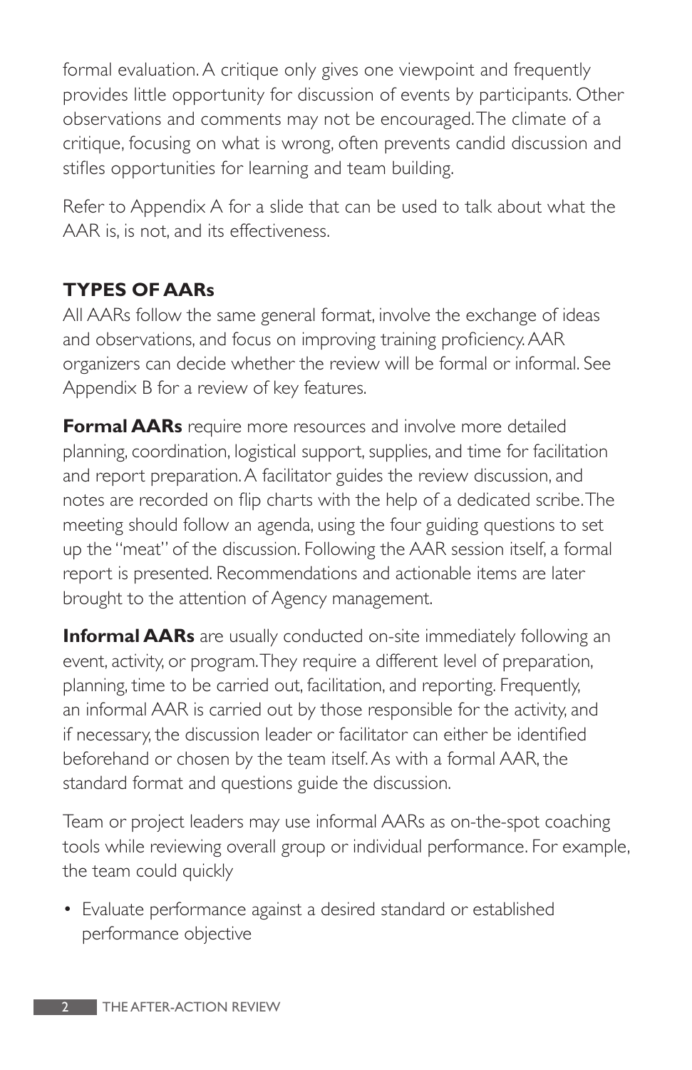formal evaluation. A critique only gives one viewpoint and frequently provides little opportunity for discussion of events by participants. Other observations and comments may not be encouraged. The climate of a critique, focusing on what is wrong, often prevents candid discussion and stifles opportunities for learning and team building.

Refer to Appendix A for a slide that can be used to talk about what the AAR is, is not, and its effectiveness.

## TYPES OF AARs

All AARs follow the same general format, involve the exchange of ideas and observations, and focus on improving training proficiency. AAR organizers can decide whether the review will be formal or informal. See Appendix B for a review of key features.

**Formal AARs** require more resources and involve more detailed planning, coordination, logistical support, supplies, and time for facilitation and report preparation. A facilitator guides the review discussion, and notes are recorded on flip charts with the help of a dedicated scribe. The meeting should follow an agenda, using the four guiding questions to set up the "meat" of the discussion. Following the AAR session itself, a formal report is presented. Recommendations and actionable items are later brought to the attention of Agency management.

**Informal AARs** are usually conducted on-site immediately following an event, activity, or program. They require a different level of preparation, planning, time to be carried out, facilitation, and reporting. Frequently, an informal AAR is carried out by those responsible for the activity, and if necessary, the discussion leader or facilitator can either be identified beforehand or chosen by the team itself. As with a formal AAR, the standard format and questions guide the discussion.

Team or project leaders may use informal AARs as on-the-spot coaching tools while reviewing overall group or individual performance. For example, the team could quickly

- Evaluate performance against a desired standard or established performance objective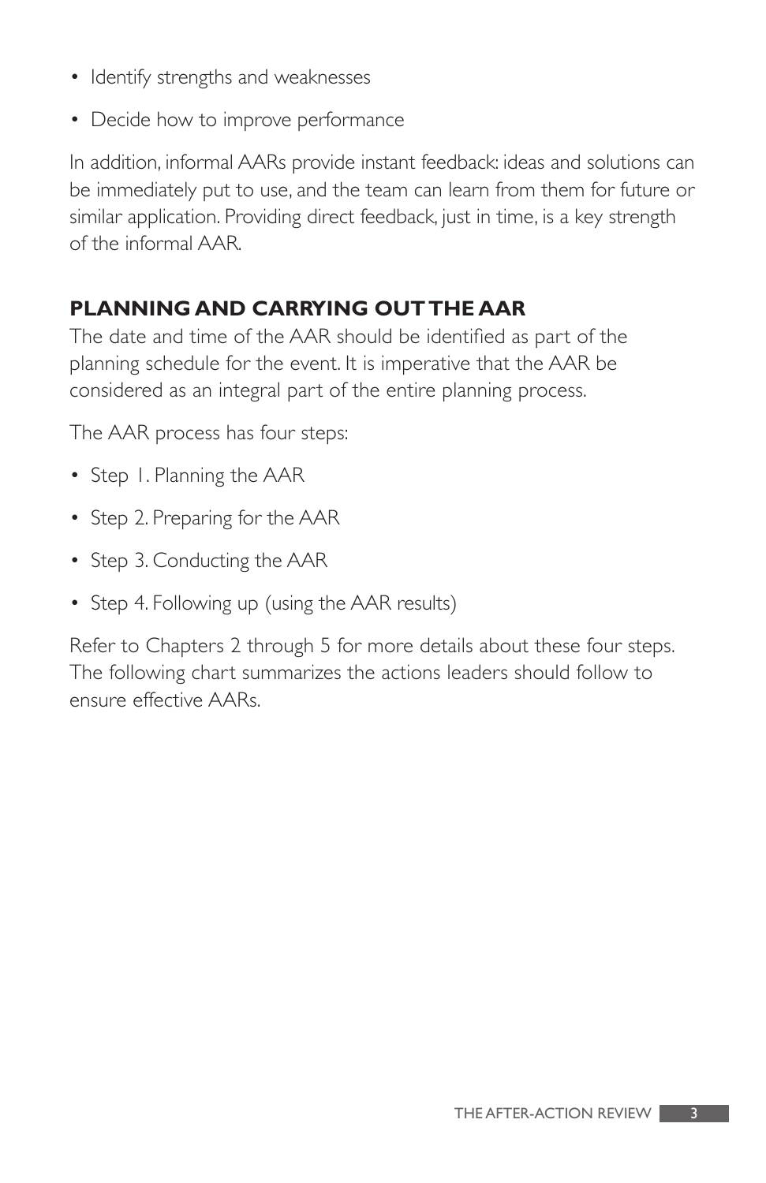- Identify strengths and weaknesses
- Decide how to improve performance

In addition, informal AARs provide instant feedback: ideas and solutions can be immediately put to use, and the team can learn from them for future or similar application. Providing direct feedback, just in time, is a key strength of the informal AAR.

## PLANNING AND CARRYING OUT THE AAR

The date and time of the AAR should be identified as part of the planning schedule for the event. It is imperative that the AAR be considered as an integral part of the entire planning process.

The AAR process has four steps:

- Step 1. Planning the AAR
- Step 2. Preparing for the AAR
- Step 3. Conducting the AAR
- Step 4. Following up (using the AAR results)

Refer to Chapters 2 through 5 for more details about these four steps. The following chart summarizes the actions leaders should follow to ensure effective AARs.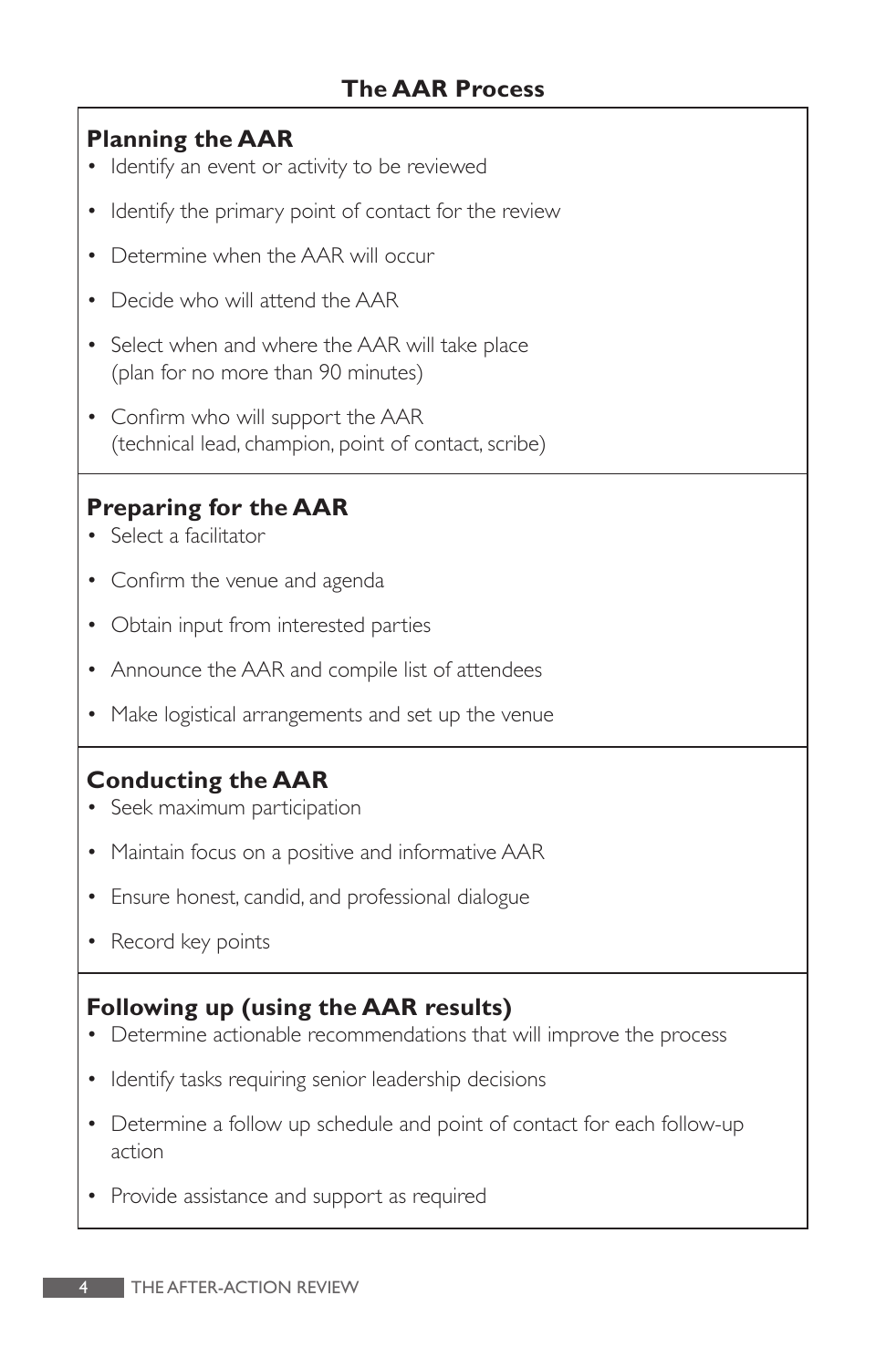## The AAR Process

### Planning the AAR

- Identify an event or activity to be reviewed
- Identify the primary point of contact for the review
- Determine when the AAR will occur
- Decide who will attend the AAR
- Select when and where the AAR will take place (plan for no more than 90 minutes)
- Confirm who will support the AAR (technical lead, champion, point of contact, scribe)

### Preparing for the AAR

- Select a facilitator
- Confirm the venue and agenda
- Obtain input from interested parties
- Announce the AAR and compile list of attendees
- Make logistical arrangements and set up the venue

### Conducting the AAR

- Seek maximum participation
- Maintain focus on a positive and informative AAR
- Ensure honest, candid, and professional dialogue
- Record key points

### Following up (using the AAR results)

- Determine actionable recommendations that will improve the process
- Identify tasks requiring senior leadership decisions
- Determine a follow up schedule and point of contact for each follow-up action
- Provide assistance and support as required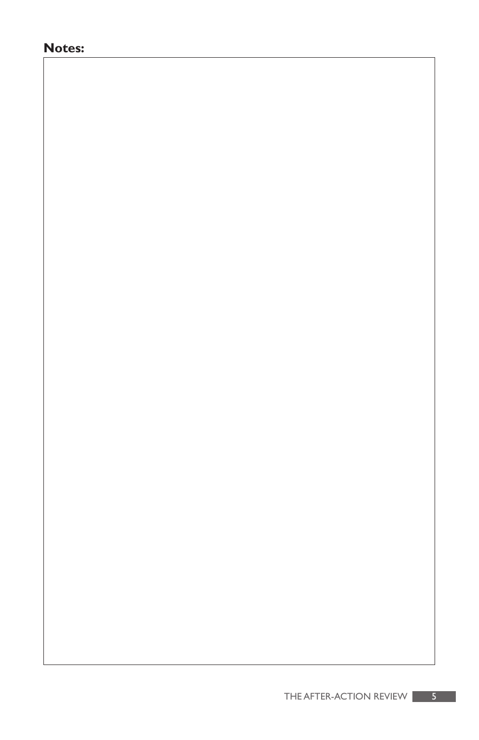**Notes:**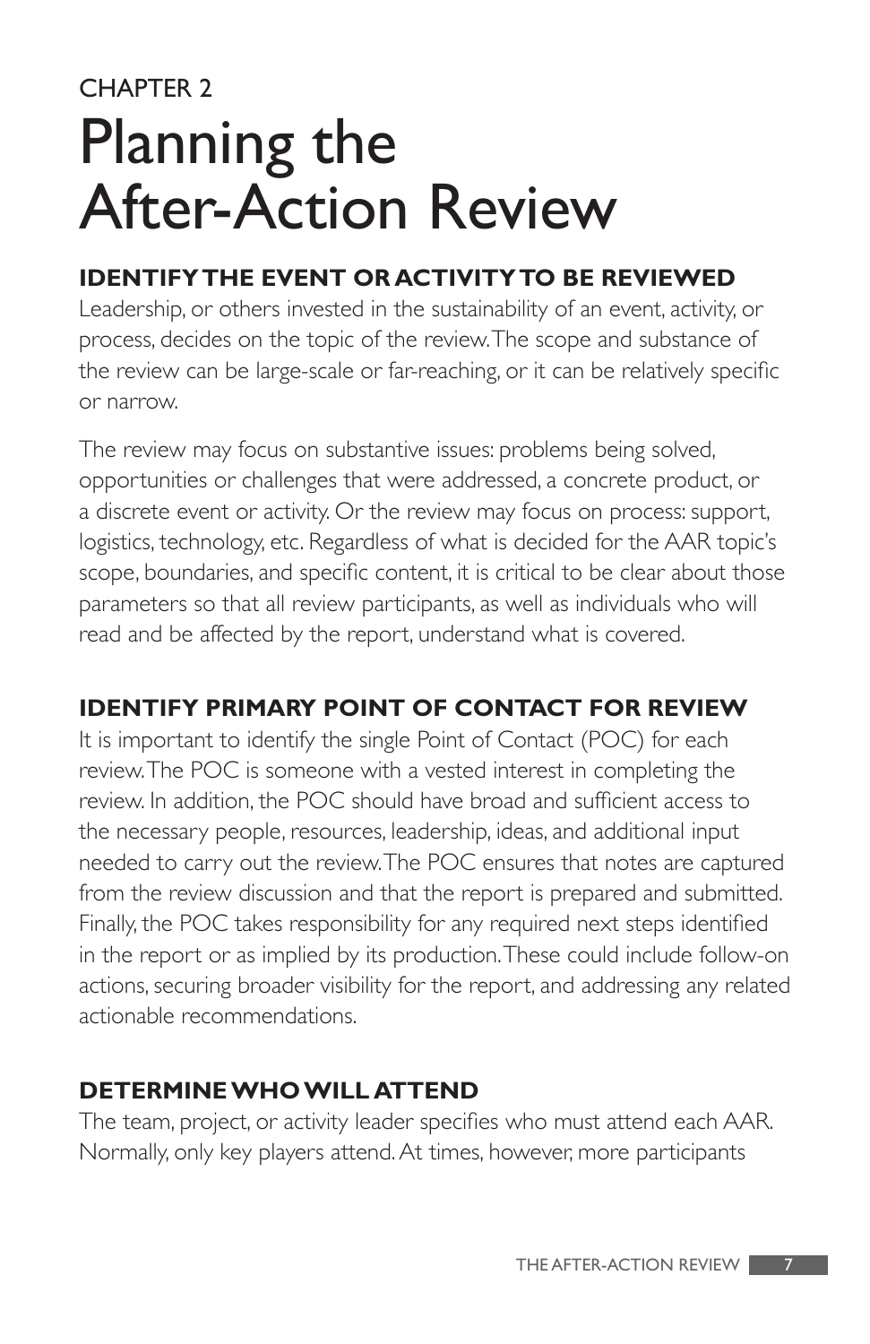CHAPTER 2

# Planning the After-Action Review

## IDENTIFY THE EVENT OR ACTIVITY TO BE REVIEWED

Leadership, or others invested in the sustainability of an event, activity, or process, decides on the topic of the review. The scope and substance of the review can be large-scale or far-reaching, or it can be relatively specific or narrow.

The review may focus on substantive issues: problems being solved, opportunities or challenges that were addressed, a concrete product, or a discrete event or activity. Or the review may focus on process: support, logistics, technology, etc. Regardless of what is decided for the AAR topic's scope, boundaries, and specific content, it is critical to be clear about those parameters so that all review participants, as well as individuals who will read and be affected by the report, understand what is covered.

## IDENTIFY PRIMARY POINT OF CONTACT FOR REVIEW

It is important to identify the single Point of Contact (POC) for each review. The POC is someone with a vested interest in completing the review. In addition, the POC should have broad and sufficient access to the necessary people, resources, leadership, ideas, and additional input needed to carry out the review. The POC ensures that notes are captured from the review discussion and that the report is prepared and submitted. Finally, the POC takes responsibility for any required next steps identified in the report or as implied by its production. These could include follow-on actions, securing broader visibility for the report, and addressing any related actionable recommendations.

## DETERMINE WHO WILL ATTEND

The team, project, or activity leader specifies who must attend each AAR. Normally, only key players attend. At times, however, more participants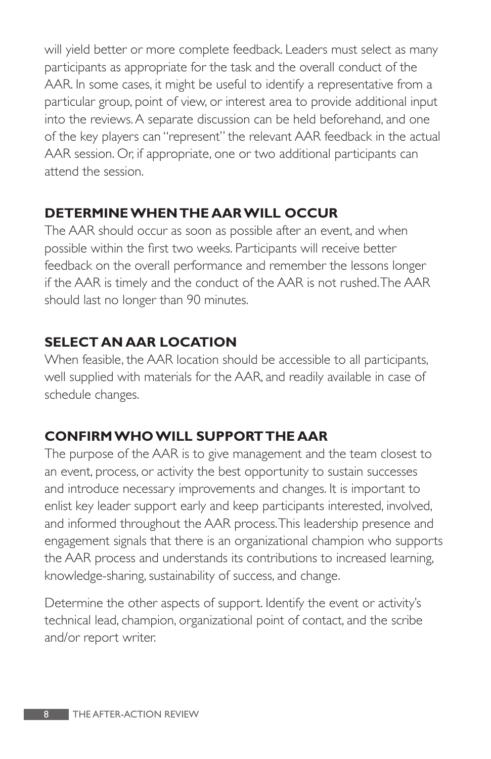will yield better or more complete feedback. Leaders must select as many participants as appropriate for the task and the overall conduct of the AAR. In some cases, it might be useful to identify a representative from a particular group, point of view, or interest area to provide additional input into the reviews. A separate discussion can be held beforehand, and one of the key players can "represent" the relevant AAR feedback in the actual AAR session. Or, if appropriate, one or two additional participants can attend the session.

## DETERMINE WHEN THE AAR WILL OCCUR

The AAR should occur as soon as possible after an event, and when possible within the first two weeks. Participants will receive better feedback on the overall performance and remember the lessons longer if the AAR is timely and the conduct of the AAR is not rushed. The AAR should last no longer than 90 minutes.

## SELECT AN AAR LOCATION

When feasible, the AAR location should be accessible to all participants, well supplied with materials for the AAR, and readily available in case of schedule changes.

## CONFIRM WHO WILL SUPPORT THE AAR

The purpose of the AAR is to give management and the team closest to an event, process, or activity the best opportunity to sustain successes and introduce necessary improvements and changes. It is important to enlist key leader support early and keep participants interested, involved, and informed throughout the AAR process. This leadership presence and engagement signals that there is an organizational champion who supports the AAR process and understands its contributions to increased learning, knowledge-sharing, sustainability of success, and change.

Determine the other aspects of support. Identify the event or activity's technical lead, champion, organizational point of contact, and the scribe and/or report writer.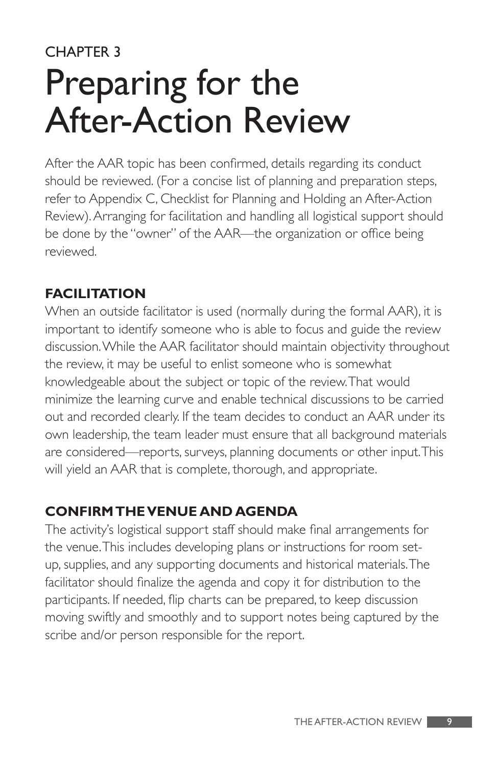CHAPTER 3

# Preparing for the After-Action Review

After the AAR topic has been confirmed, details regarding its conduct should be reviewed. (For a concise list of planning and preparation steps, refer to Appendix C, Checklist for Planning and Holding an After-Action Review). Arranging for facilitation and handling all logistical support should be done by the "owner" of the AAR—the organization or office being reviewed.

## FACILITATION

When an outside facilitator is used (normally during the formal AAR), it is important to identify someone who is able to focus and guide the review discussion. While the AAR facilitator should maintain objectivity throughout the review, it may be useful to enlist someone who is somewhat knowledgeable about the subject or topic of the review. That would minimize the learning curve and enable technical discussions to be carried out and recorded clearly. If the team decides to conduct an AAR under its own leadership, the team leader must ensure that all background materials are considered—reports, surveys, planning documents or other input. This will yield an AAR that is complete, thorough, and appropriate.

## CONFIRM THE VENUE AND AGENDA

The activity's logistical support staff should make final arrangements for the venue. This includes developing plans or instructions for room set-up, supplies, and any supporting documents and historical materials. The facilitator should finalize the agenda and copy it for distribution to the participants. If needed, flip charts can be prepared, to keep discussion moving swiftly and smoothly and to support notes being captured by the scribe and/or person responsible for the report.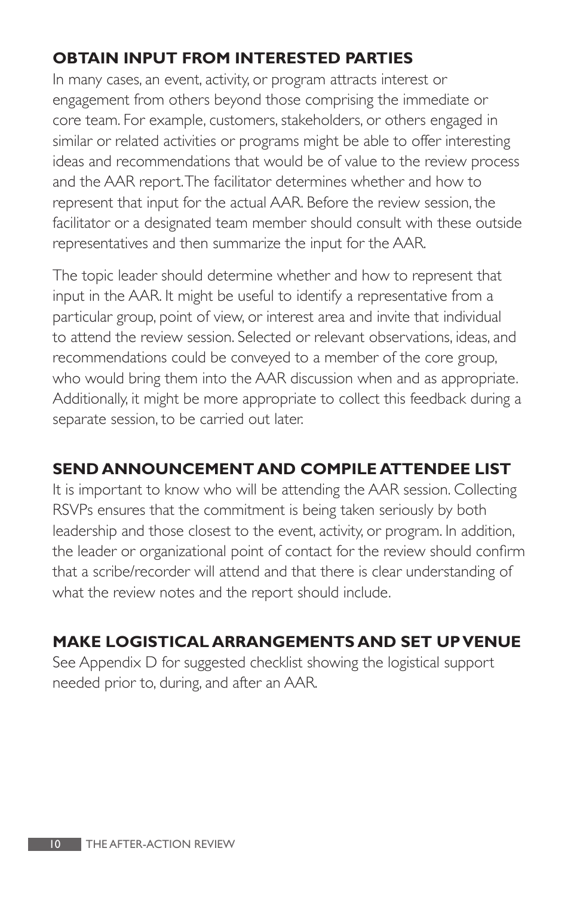### OBTAIN INPUT FROM INTERESTED PARTIES

In many cases, an event, activity, or program attracts interest or engagement from others beyond those comprising the immediate or core team. For example, customers, stakeholders, or others engaged in similar or related activities or programs might be able to offer interesting ideas and recommendations that would be of value to the review process and the AAR report. The facilitator determines whether and how to represent that input for the actual AAR. Before the review session, the facilitator or a designated team member should consult with these outside representatives and then summarize the input for the AAR.

The topic leader should determine whether and how to represent that input in the AAR. It might be useful to identify a representative from a particular group, point of view, or interest area and invite that individual to attend the review session. Selected or relevant observations, ideas, and recommendations could be conveyed to a member of the core group, who would bring them into the AAR discussion when and as appropriate. Additionally, it might be more appropriate to collect this feedback during a separate session, to be carried out later.

### SEND ANNOUNCEMENT AND COMPILE ATTENDEE LIST

It is important to know who will be attending the AAR session. Collecting RSVPs ensures that the commitment is being taken seriously by both leadership and those closest to the event, activity, or program. In addition, the leader or organizational point of contact for the review should confirm that a scribe/recorder will attend and that there is clear understanding of what the review notes and the report should include.

### MAKE LOGISTICAL ARRANGEMENTS AND SET UP VENUE

See Appendix D for suggested checklist showing the logistical support needed prior to, during, and after an AAR.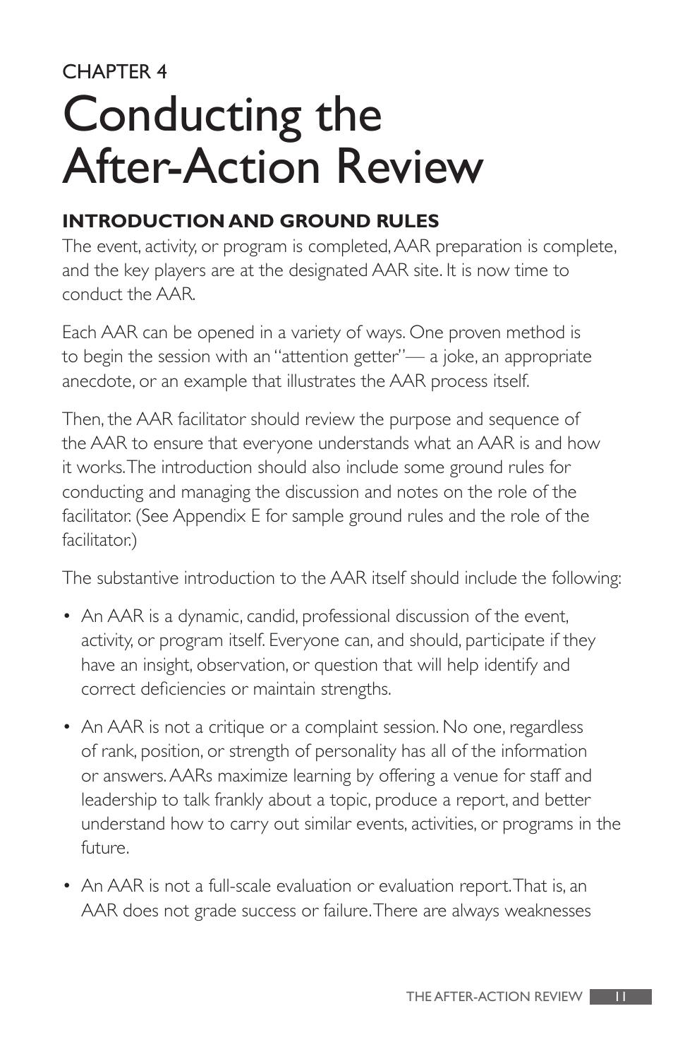CHAPTER 4

# Conducting the After-Action Review

## INTRODUCTION AND GROUND RULES

The event, activity, or program is completed, AAR preparation is complete, and the key players are at the designated AAR site. It is now time to conduct the AAR.

Each AAR can be opened in a variety of ways. One proven method is to begin the session with an "attention getter"— a joke, an appropriate anecdote, or an example that illustrates the AAR process itself.

Then, the AAR facilitator should review the purpose and sequence of the AAR to ensure that everyone understands what an AAR is and how it works. The introduction should also include some ground rules for conducting and managing the discussion and notes on the role of the facilitator. (See Appendix E for sample ground rules and the role of the facilitator.)

The substantive introduction to the AAR itself should include the following:

- An AAR is a dynamic, candid, professional discussion of the event, activity, or program itself. Everyone can, and should, participate if they have an insight, observation, or question that will help identify and correct deficiencies or maintain strengths.
- An AAR is not a critique or a complaint session. No one, regardless of rank, position, or strength of personality has all of the information or answers. AARs maximize learning by offering a venue for staff and leadership to talk frankly about a topic, produce a report, and better understand how to carry out similar events, activities, or programs in the future.
- An AAR is not a full-scale evaluation or evaluation report. That is, an AAR does not grade success or failure. There are always weaknesses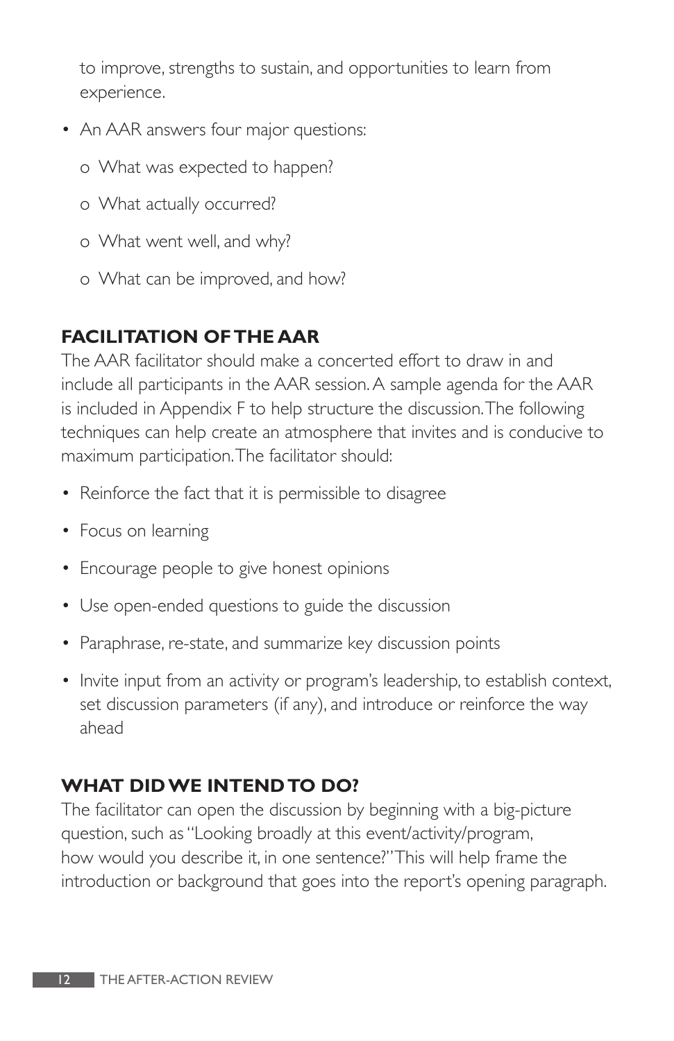to improve, strengths to sustain, and opportunities to learn from experience.

- An AAR answers four major questions:
  - o What was expected to happen?
  - o What actually occurred?
  - o What went well, and why?
  - o What can be improved, and how?

## FACILITATION OF THE AAR

The AAR facilitator should make a concerted effort to draw in and include all participants in the AAR session. A sample agenda for the AAR is included in Appendix F to help structure the discussion. The following techniques can help create an atmosphere that invites and is conducive to maximum participation. The facilitator should:

- Reinforce the fact that it is permissible to disagree
- Focus on learning
- Encourage people to give honest opinions
- Use open-ended questions to guide the discussion
- Paraphrase, re-state, and summarize key discussion points
- Invite input from an activity or program's leadership, to establish context, set discussion parameters (if any), and introduce or reinforce the way ahead

## WHAT DID WE INTEND TO DO?

The facilitator can open the discussion by beginning with a big-picture question, such as "Looking broadly at this event/activity/program, how would you describe it, in one sentence?" This will help frame the introduction or background that goes into the report's opening paragraph.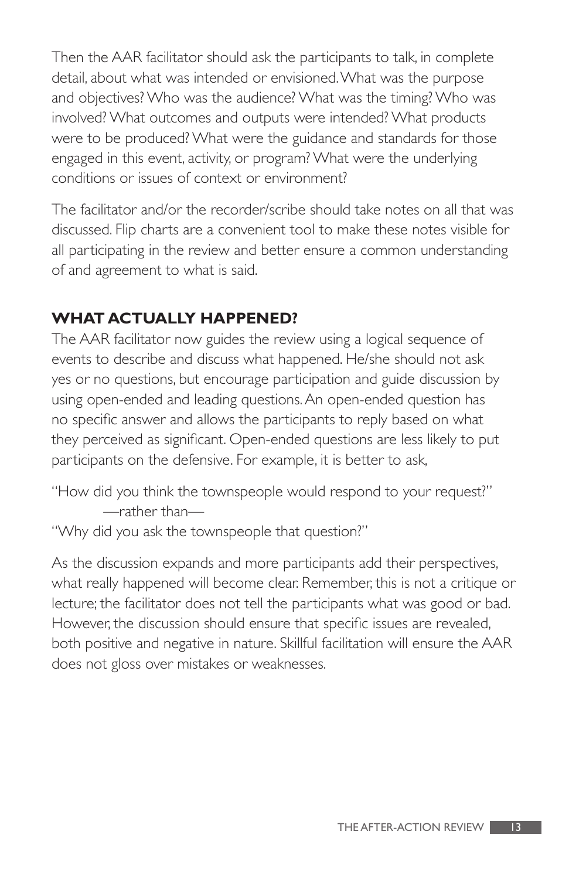Then the AAR facilitator should ask the participants to talk, in complete detail, about what was intended or envisioned. What was the purpose and objectives? Who was the audience? What was the timing? Who was involved? What outcomes and outputs were intended? What products were to be produced? What were the guidance and standards for those engaged in this event, activity, or program? What were the underlying conditions or issues of context or environment?

The facilitator and/or the recorder/scribe should take notes on all that was discussed. Flip charts are a convenient tool to make these notes visible for all participating in the review and better ensure a common understanding of and agreement to what is said.

## WHAT ACTUALLY HAPPENED?

The AAR facilitator now guides the review using a logical sequence of events to describe and discuss what happened. He/she should not ask yes or no questions, but encourage participation and guide discussion by using open-ended and leading questions. An open-ended question has no specific answer and allows the participants to reply based on what they perceived as significant. Open-ended questions are less likely to put participants on the defensive. For example, it is better to ask,

"How did you think the townspeople would respond to your request?"
—rather than—
"Why did you ask the townspeople that question?"

As the discussion expands and more participants add their perspectives, what really happened will become clear. Remember, this is not a critique or lecture; the facilitator does not tell the participants what was good or bad. However, the discussion should ensure that specific issues are revealed, both positive and negative in nature. Skillful facilitation will ensure the AAR does not gloss over mistakes or weaknesses.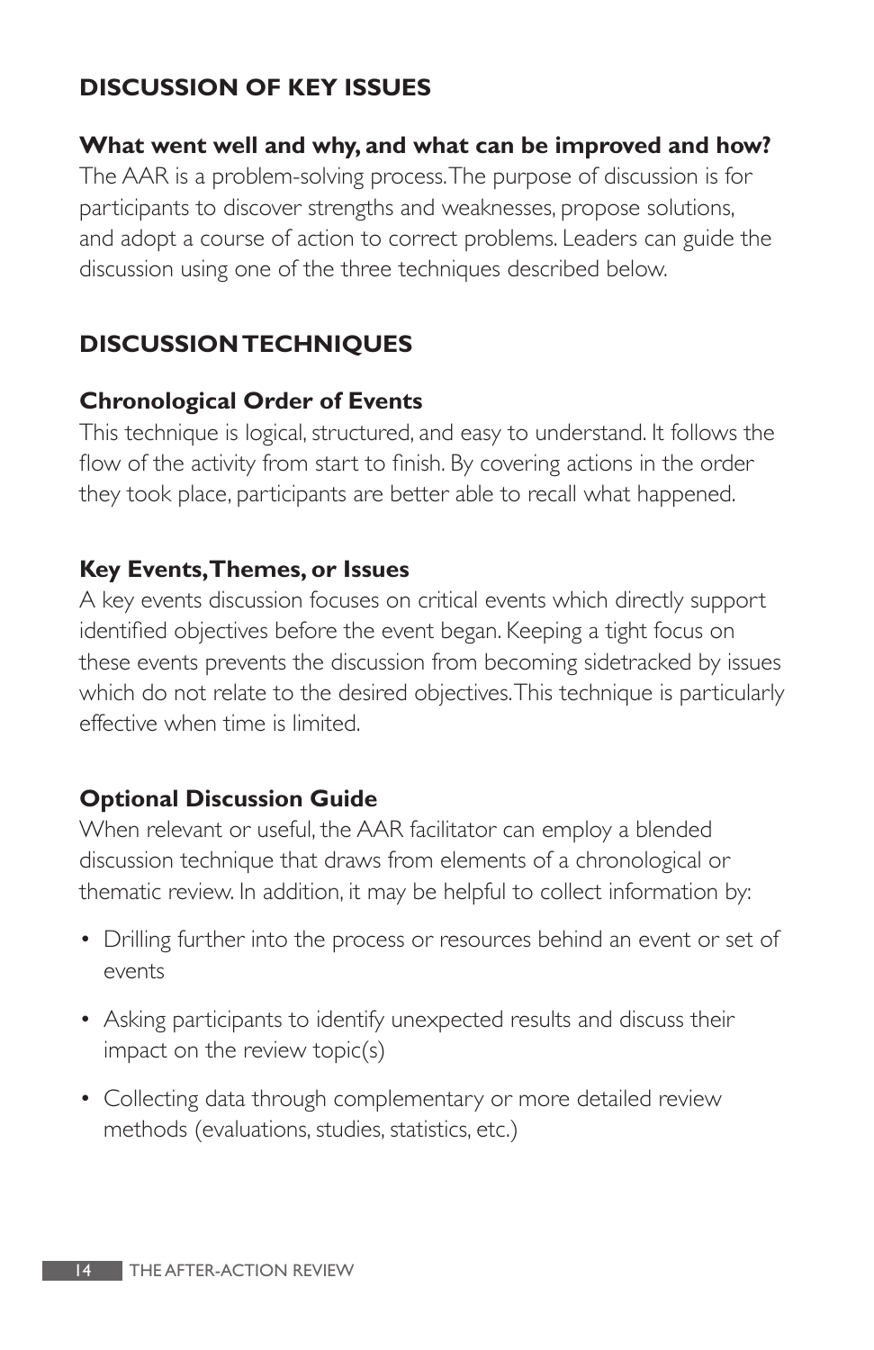## DISCUSSION OF KEY ISSUES

**What went well and why, and what can be improved and how?**
The AAR is a problem-solving process. The purpose of discussion is for participants to discover strengths and weaknesses, propose solutions, and adopt a course of action to correct problems. Leaders can guide the discussion using one of the three techniques described below.

## DISCUSSION TECHNIQUES

### Chronological Order of Events

This technique is logical, structured, and easy to understand. It follows the flow of the activity from start to finish. By covering actions in the order they took place, participants are better able to recall what happened.

### Key Events, Themes, or Issues

A key events discussion focuses on critical events which directly support identified objectives before the event began. Keeping a tight focus on these events prevents the discussion from becoming sidetracked by issues which do not relate to the desired objectives. This technique is particularly effective when time is limited.

### Optional Discussion Guide

When relevant or useful, the AAR facilitator can employ a blended discussion technique that draws from elements of a chronological or thematic review. In addition, it may be helpful to collect information by:

- Drilling further into the process or resources behind an event or set of events
- Asking participants to identify unexpected results and discuss their impact on the review topic(s)
- Collecting data through complementary or more detailed review methods (evaluations, studies, statistics, etc.)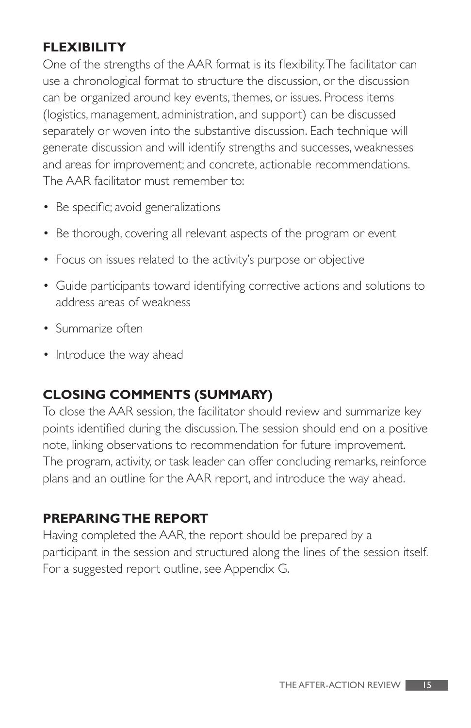## FLEXIBILITY

One of the strengths of the AAR format is its flexibility. The facilitator can use a chronological format to structure the discussion, or the discussion can be organized around key events, themes, or issues. Process items (logistics, management, administration, and support) can be discussed separately or woven into the substantive discussion. Each technique will generate discussion and will identify strengths and successes, weaknesses and areas for improvement; and concrete, actionable recommendations. The AAR facilitator must remember to:

- Be specific; avoid generalizations
- Be thorough, covering all relevant aspects of the program or event
- Focus on issues related to the activity's purpose or objective
- Guide participants toward identifying corrective actions and solutions to address areas of weakness
- Summarize often
- Introduce the way ahead

## CLOSING COMMENTS (SUMMARY)

To close the AAR session, the facilitator should review and summarize key points identified during the discussion. The session should end on a positive note, linking observations to recommendation for future improvement. The program, activity, or task leader can offer concluding remarks, reinforce plans and an outline for the AAR report, and introduce the way ahead.

## PREPARING THE REPORT

Having completed the AAR, the report should be prepared by a participant in the session and structured along the lines of the session itself. For a suggested report outline, see Appendix G.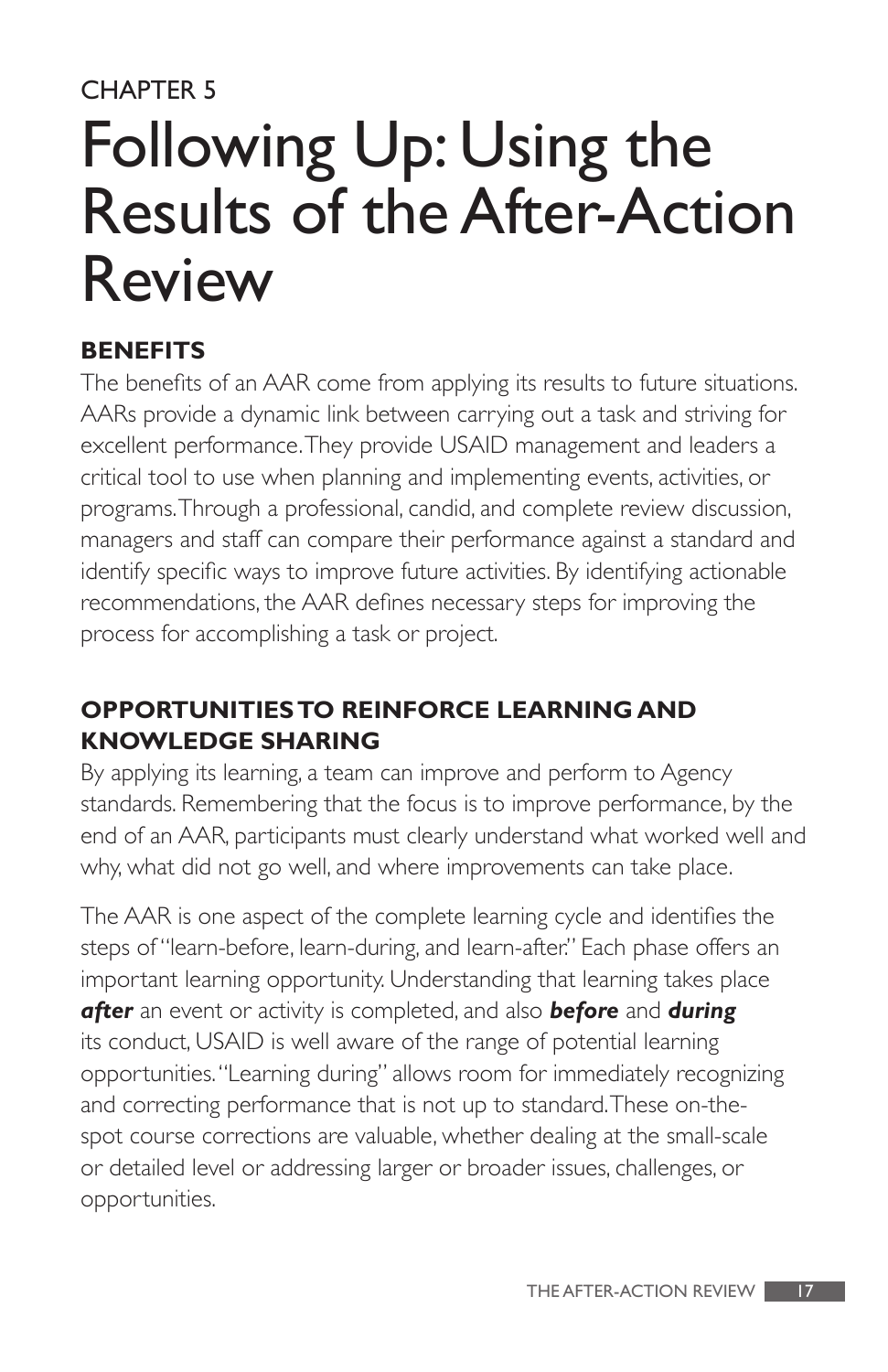CHAPTER 5

# Following Up: Using the Results of the After-Action Review

## BENEFITS

The benefits of an AAR come from applying its results to future situations. AARs provide a dynamic link between carrying out a task and striving for excellent performance. They provide USAID management and leaders a critical tool to use when planning and implementing events, activities, or programs. Through a professional, candid, and complete review discussion, managers and staff can compare their performance against a standard and identify specific ways to improve future activities. By identifying actionable recommendations, the AAR defines necessary steps for improving the process for accomplishing a task or project.

## OPPORTUNITIES TO REINFORCE LEARNING AND KNOWLEDGE SHARING

By applying its learning, a team can improve and perform to Agency standards. Remembering that the focus is to improve performance, by the end of an AAR, participants must clearly understand what worked well and why, what did not go well, and where improvements can take place.

The AAR is one aspect of the complete learning cycle and identifies the steps of "learn-before, learn-during, and learn-after." Each phase offers an important learning opportunity. Understanding that learning takes place ***after*** an event or activity is completed, and also ***before*** and ***during*** its conduct, USAID is well aware of the range of potential learning opportunities. "Learning during" allows room for immediately recognizing and correcting performance that is not up to standard. These on-the-spot course corrections are valuable, whether dealing at the small-scale or detailed level or addressing larger or broader issues, challenges, or opportunities.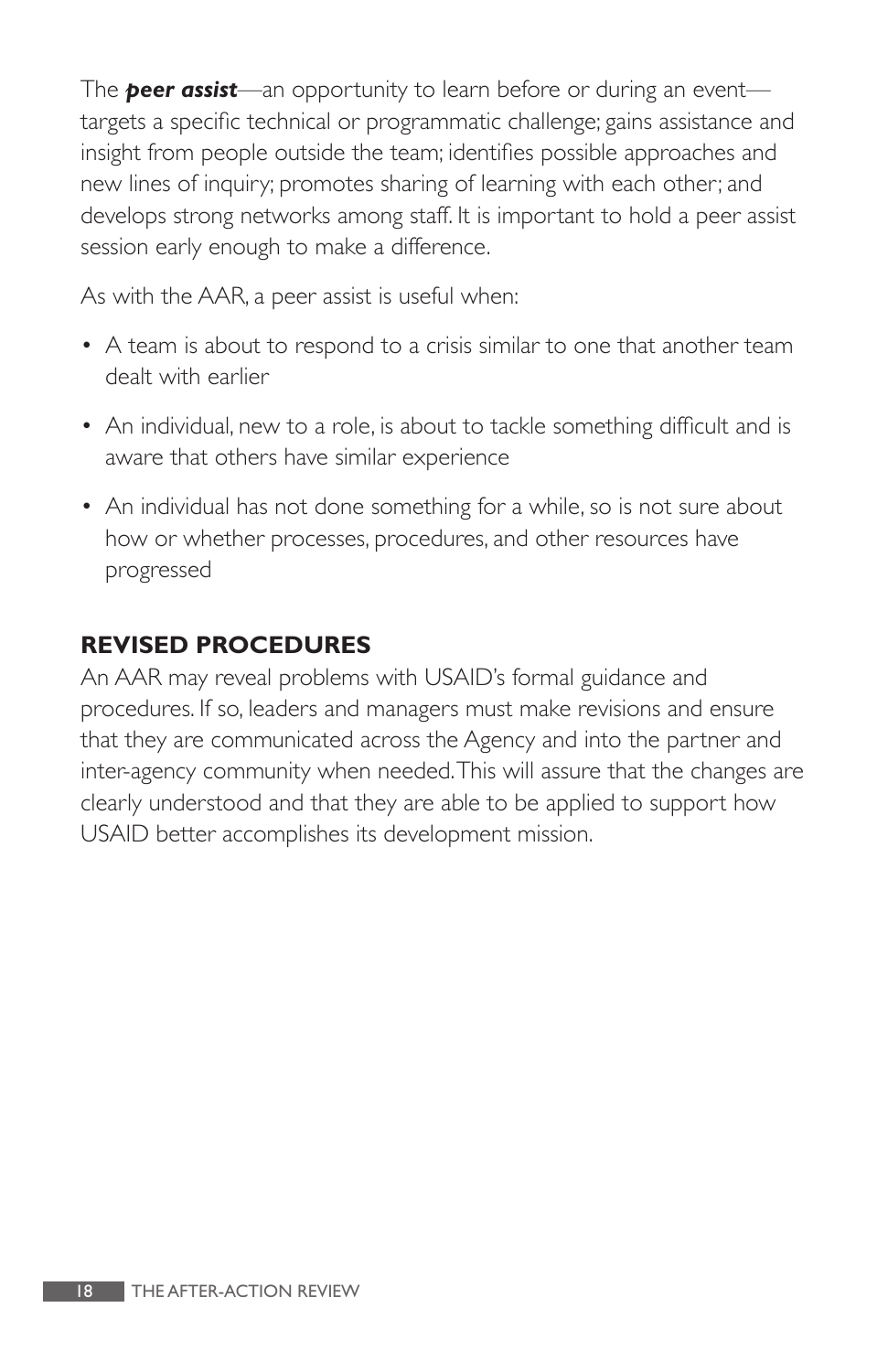The ***peer assist***—an opportunity to learn before or during an event—targets a specific technical or programmatic challenge; gains assistance and insight from people outside the team; identifies possible approaches and new lines of inquiry; promotes sharing of learning with each other; and develops strong networks among staff. It is important to hold a peer assist session early enough to make a difference.

As with the AAR, a peer assist is useful when:

- A team is about to respond to a crisis similar to one that another team dealt with earlier
- An individual, new to a role, is about to tackle something difficult and is aware that others have similar experience
- An individual has not done something for a while, so is not sure about how or whether processes, procedures, and other resources have progressed

## REVISED PROCEDURES

An AAR may reveal problems with USAID's formal guidance and procedures. If so, leaders and managers must make revisions and ensure that they are communicated across the Agency and into the partner and inter-agency community when needed. This will assure that the changes are clearly understood and that they are able to be applied to support how USAID better accomplishes its development mission.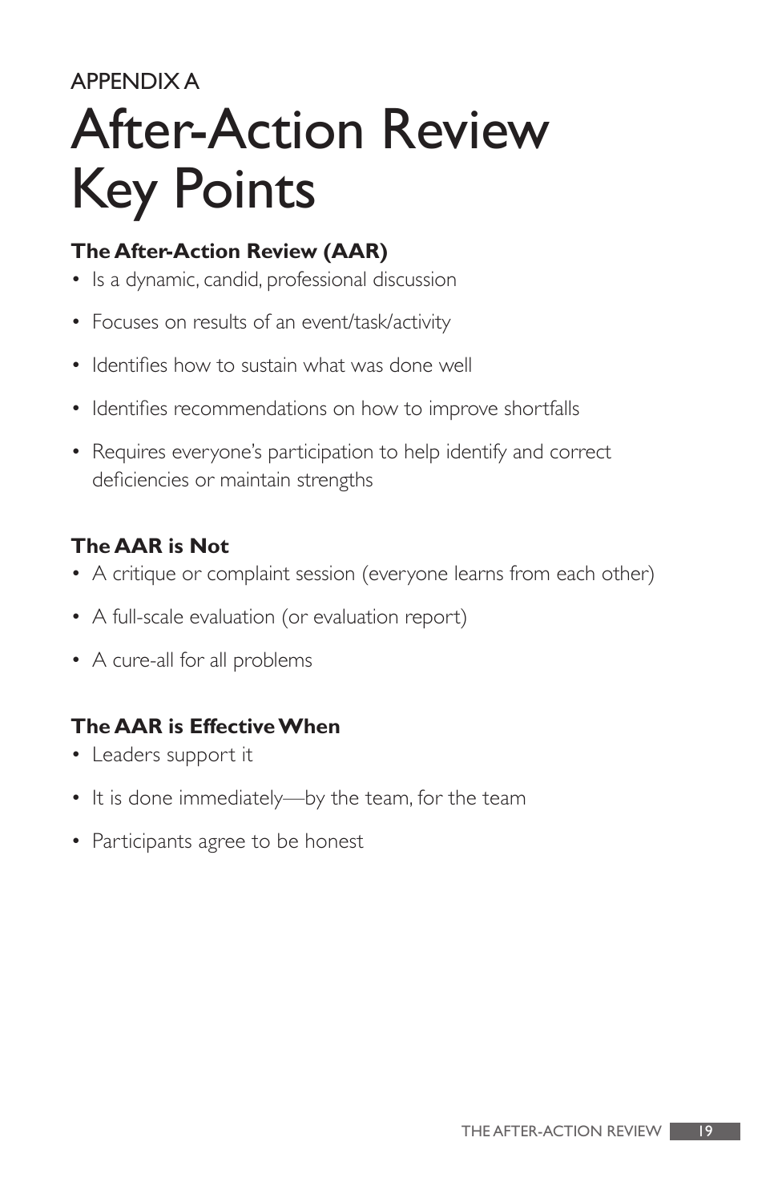APPENDIX A

# After-Action Review Key Points

### The After-Action Review (AAR)

- Is a dynamic, candid, professional discussion
- Focuses on results of an event/task/activity
- Identifies how to sustain what was done well
- Identifies recommendations on how to improve shortfalls
- Requires everyone's participation to help identify and correct deficiencies or maintain strengths

### The AAR is Not

- A critique or complaint session (everyone learns from each other)
- A full-scale evaluation (or evaluation report)
- A cure-all for all problems

### The AAR is Effective When

- Leaders support it
- It is done immediately—by the team, for the team
- Participants agree to be honest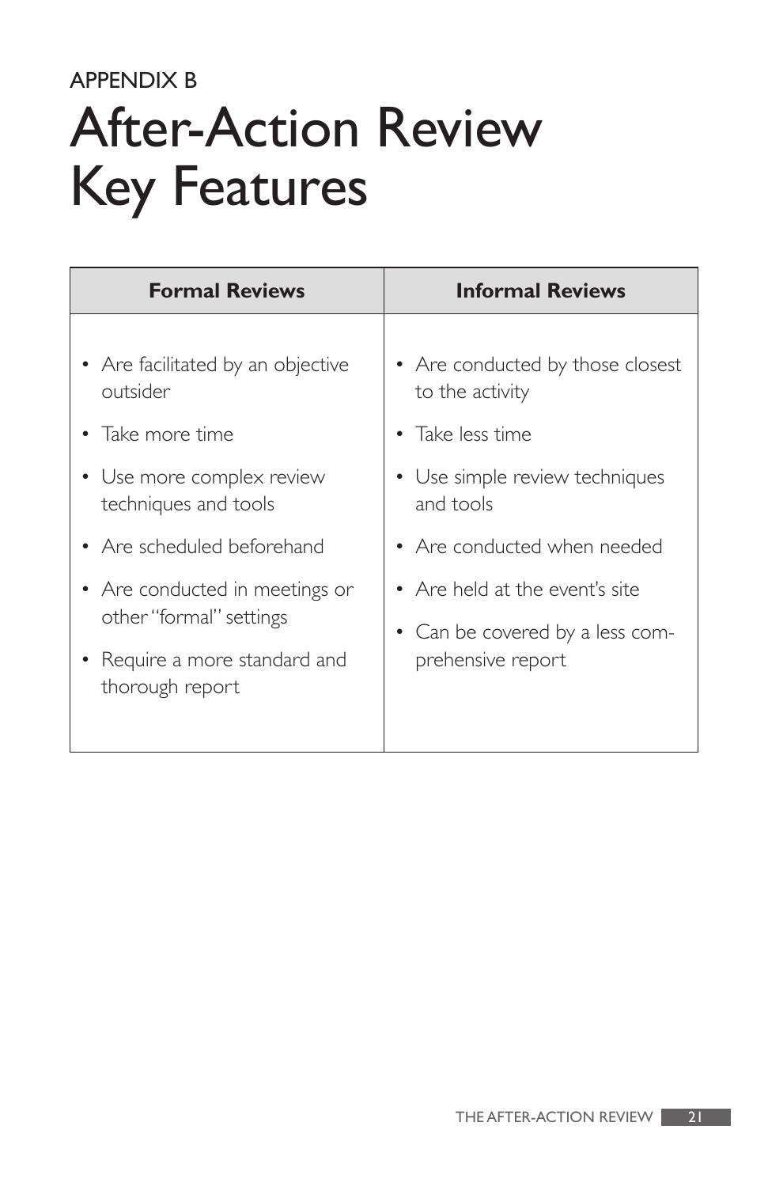APPENDIX B

# After-Action Review Key Features

| Formal Reviews | Informal Reviews |
| --- | --- |
| • Are facilitated by an objective outsider<br>• Take more time<br>• Use more complex review techniques and tools<br>• Are scheduled beforehand<br>• Are conducted in meetings or other "formal" settings<br>• Require a more standard and thorough report | • Are conducted by those closest to the activity<br>• Take less time<br>• Use simple review techniques and tools<br>• Are conducted when needed<br>• Are held at the event's site<br>• Can be covered by a less comprehensive report |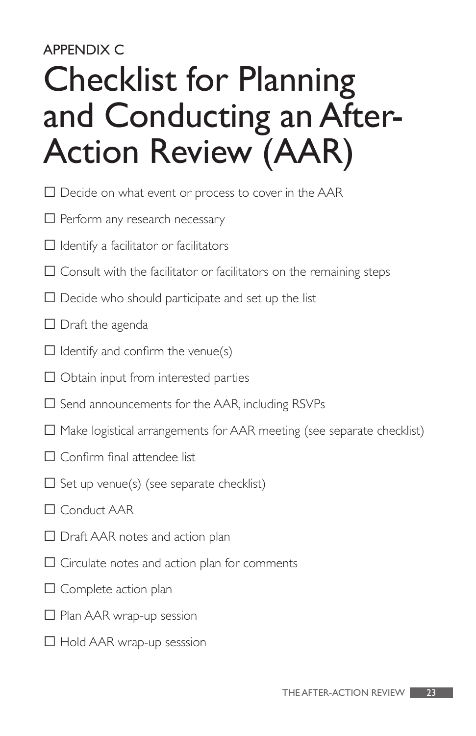APPENDIX C

# Checklist for Planning and Conducting an After-Action Review (AAR)

- ☐ Decide on what event or process to cover in the AAR
- ☐ Perform any research necessary
- ☐ Identify a facilitator or facilitators
- ☐ Consult with the facilitator or facilitators on the remaining steps
- ☐ Decide who should participate and set up the list
- ☐ Draft the agenda
- ☐ Identify and confirm the venue(s)
- ☐ Obtain input from interested parties
- ☐ Send announcements for the AAR, including RSVPs
- ☐ Make logistical arrangements for AAR meeting (see separate checklist)
- ☐ Confirm final attendee list
- ☐ Set up venue(s) (see separate checklist)
- ☐ Conduct AAR
- ☐ Draft AAR notes and action plan
- ☐ Circulate notes and action plan for comments
- ☐ Complete action plan
- ☐ Plan AAR wrap-up session
- ☐ Hold AAR wrap-up sesssion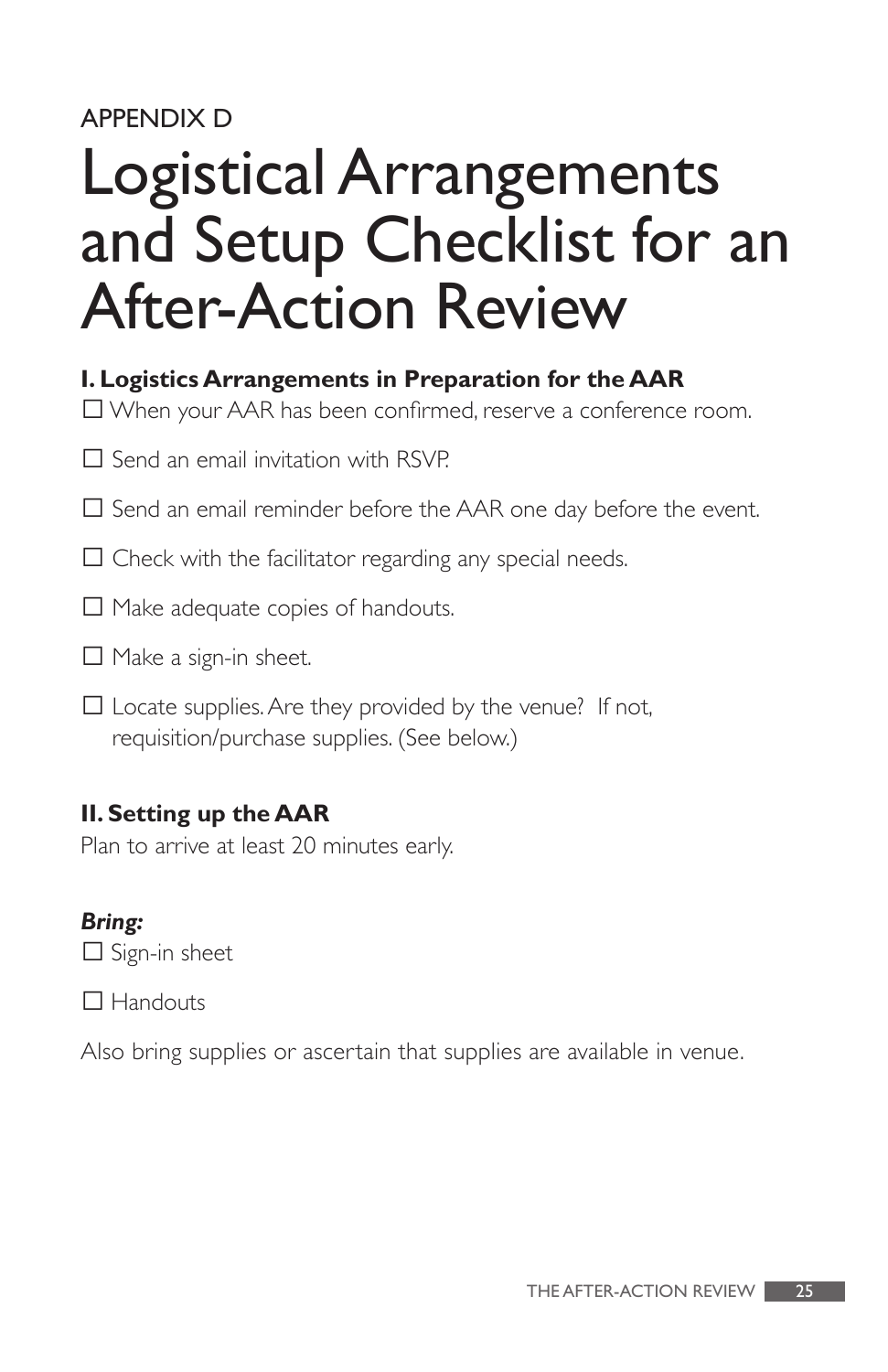APPENDIX D

# Logistical Arrangements and Setup Checklist for an After-Action Review

**I. Logistics Arrangements in Preparation for the AAR**

☐ When your AAR has been confirmed, reserve a conference room.

☐ Send an email invitation with RSVP.

☐ Send an email reminder before the AAR one day before the event.

☐ Check with the facilitator regarding any special needs.

☐ Make adequate copies of handouts.

☐ Make a sign-in sheet.

☐ Locate supplies. Are they provided by the venue? If not, requisition/purchase supplies. (See below.)

**II. Setting up the AAR**

Plan to arrive at least 20 minutes early.

***Bring:***

☐ Sign-in sheet

☐ Handouts

Also bring supplies or ascertain that supplies are available in venue.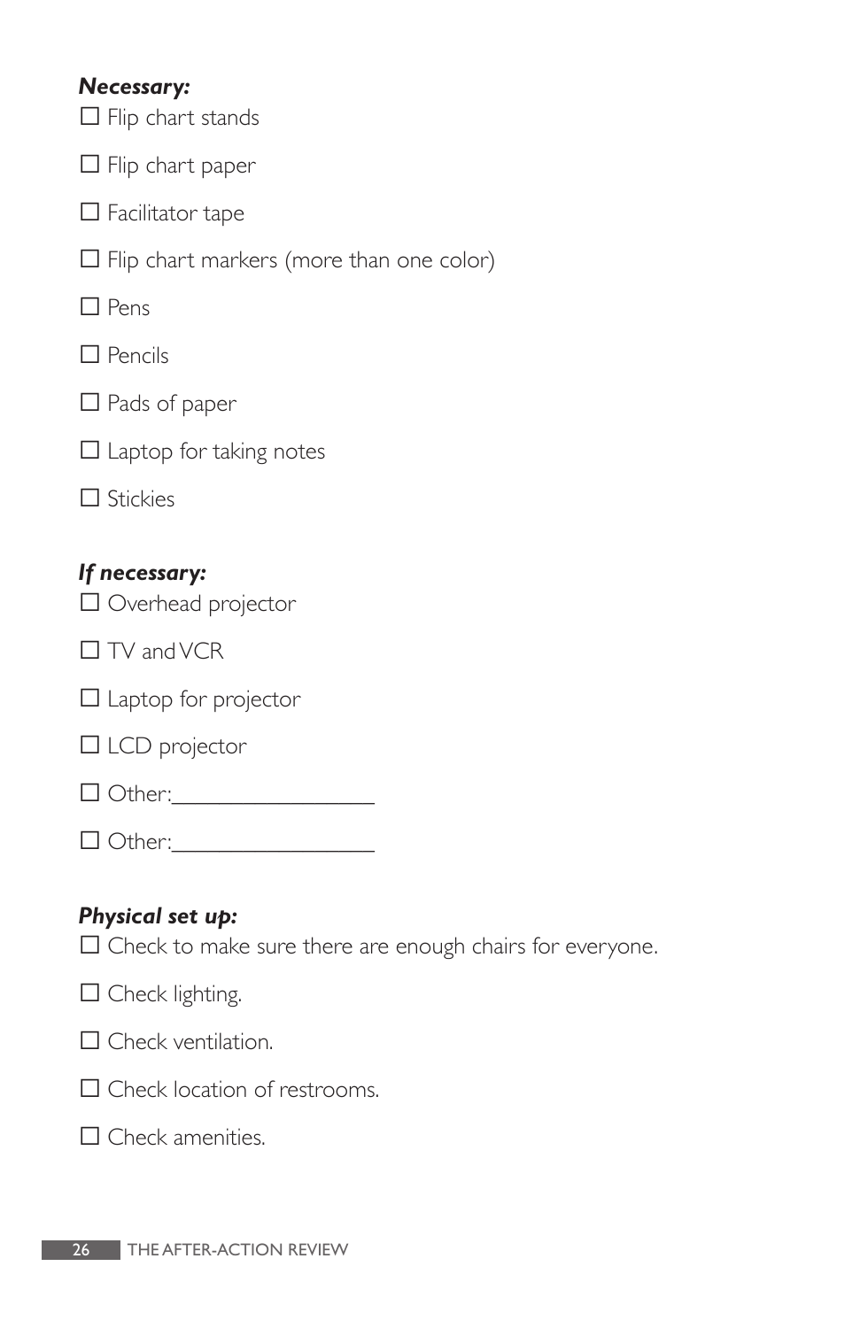***Necessary:***

- ☐ Flip chart stands
- ☐ Flip chart paper
- ☐ Facilitator tape
- ☐ Flip chart markers (more than one color)
- ☐ Pens
- ☐ Pencils
- ☐ Pads of paper
- ☐ Laptop for taking notes
- ☐ Stickies

***If necessary:***

- ☐ Overhead projector
- ☐ TV and VCR
- ☐ Laptop for projector
- ☐ LCD projector
- ☐ Other:_________________
- ☐ Other:_________________

***Physical set up:***

- ☐ Check to make sure there are enough chairs for everyone.
- ☐ Check lighting.
- ☐ Check ventilation.
- ☐ Check location of restrooms.
- ☐ Check amenities.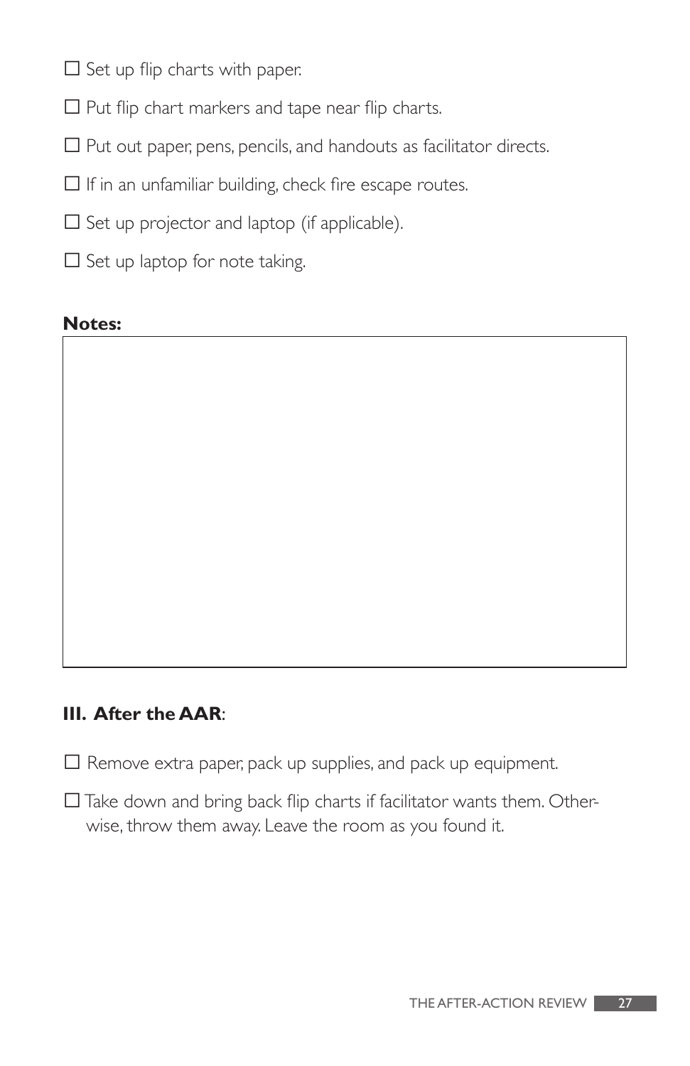- ☐ Set up flip charts with paper.
- ☐ Put flip chart markers and tape near flip charts.
- ☐ Put out paper, pens, pencils, and handouts as facilitator directs.
- ☐ If in an unfamiliar building, check fire escape routes.
- ☐ Set up projector and laptop (if applicable).
- ☐ Set up laptop for note taking.

**Notes:**

### III. After the AAR:

- ☐ Remove extra paper, pack up supplies, and pack up equipment.
- ☐ Take down and bring back flip charts if facilitator wants them. Otherwise, throw them away. Leave the room as you found it.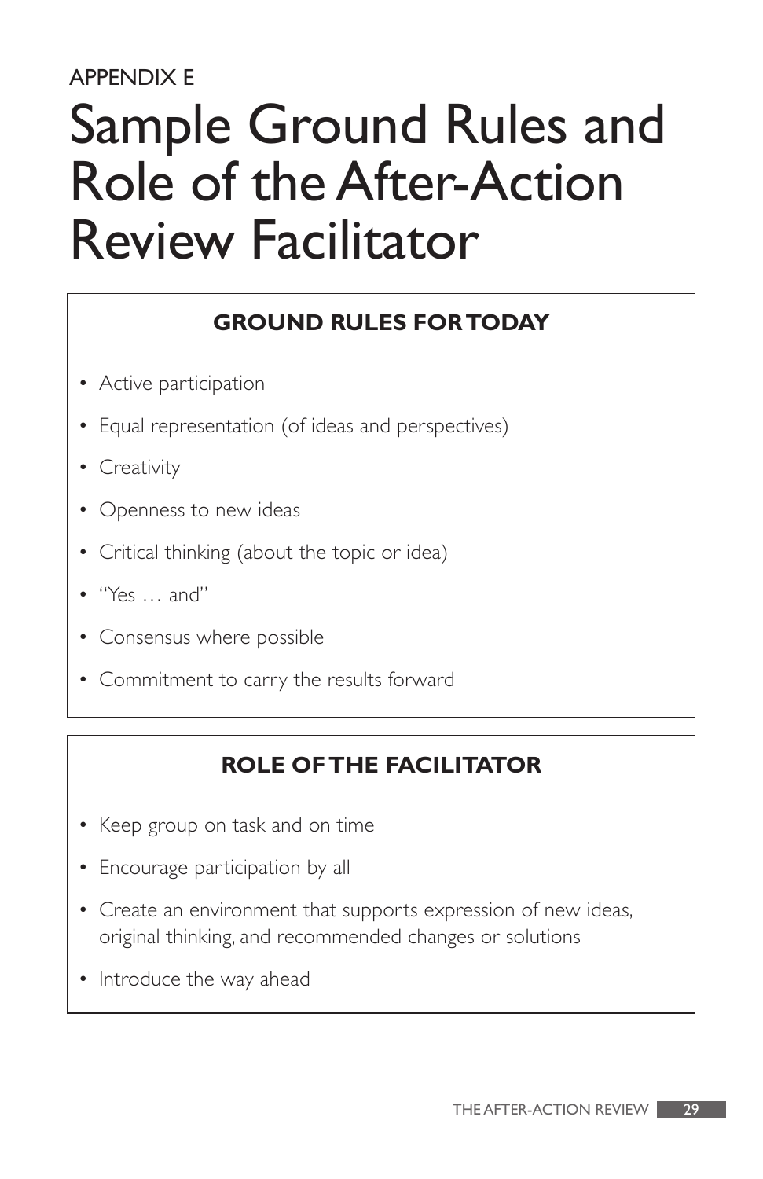APPENDIX E

# Sample Ground Rules and Role of the After-Action Review Facilitator

## GROUND RULES FOR TODAY

- Active participation
- Equal representation (of ideas and perspectives)
- Creativity
- Openness to new ideas
- Critical thinking (about the topic or idea)
- "Yes … and"
- Consensus where possible
- Commitment to carry the results forward

## ROLE OF THE FACILITATOR

- Keep group on task and on time
- Encourage participation by all
- Create an environment that supports expression of new ideas, original thinking, and recommended changes or solutions
- Introduce the way ahead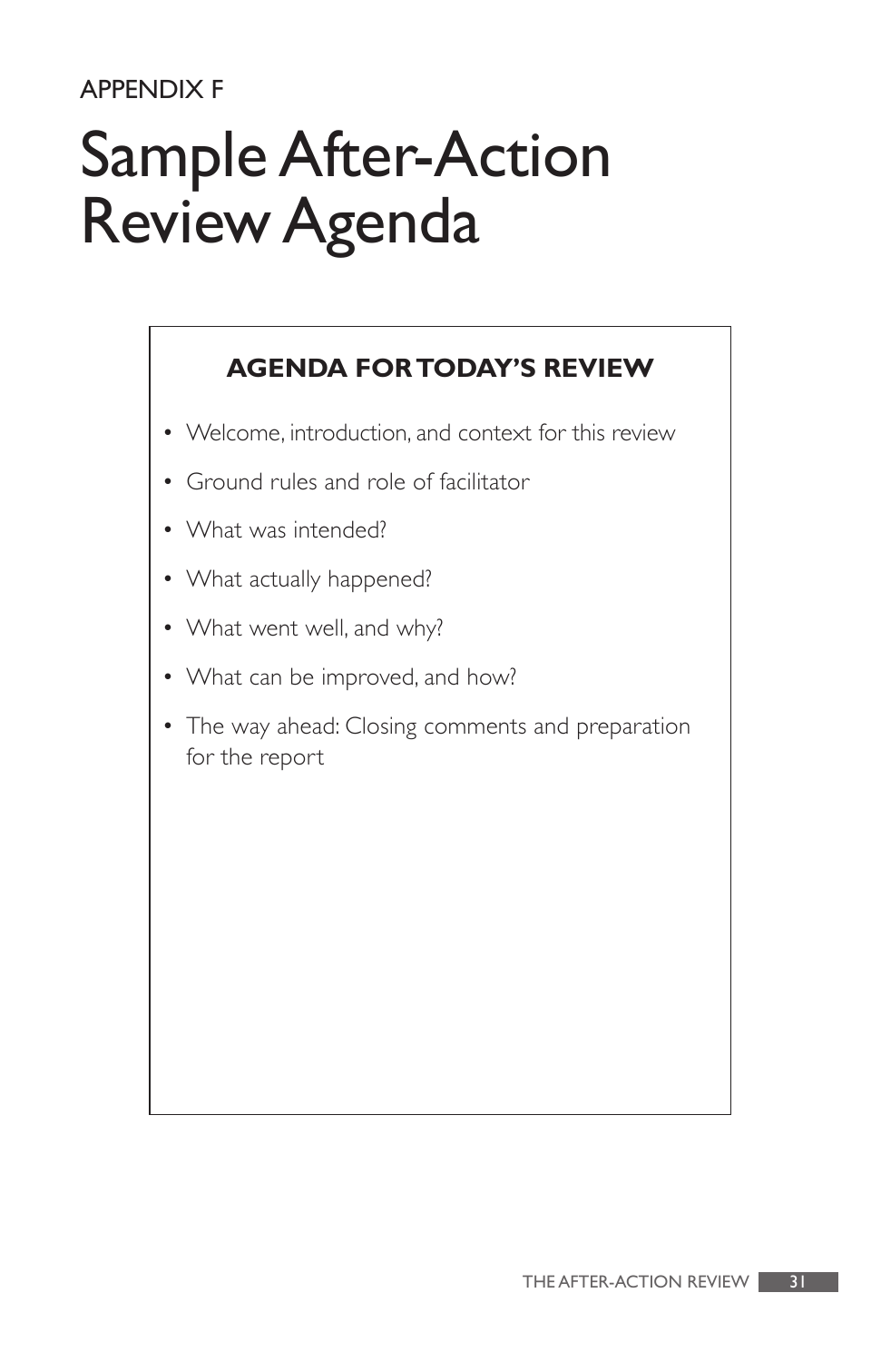APPENDIX F

# Sample After-Action Review Agenda

## AGENDA FOR TODAY'S REVIEW

- Welcome, introduction, and context for this review
- Ground rules and role of facilitator
- What was intended?
- What actually happened?
- What went well, and why?
- What can be improved, and how?
- The way ahead: Closing comments and preparation for the report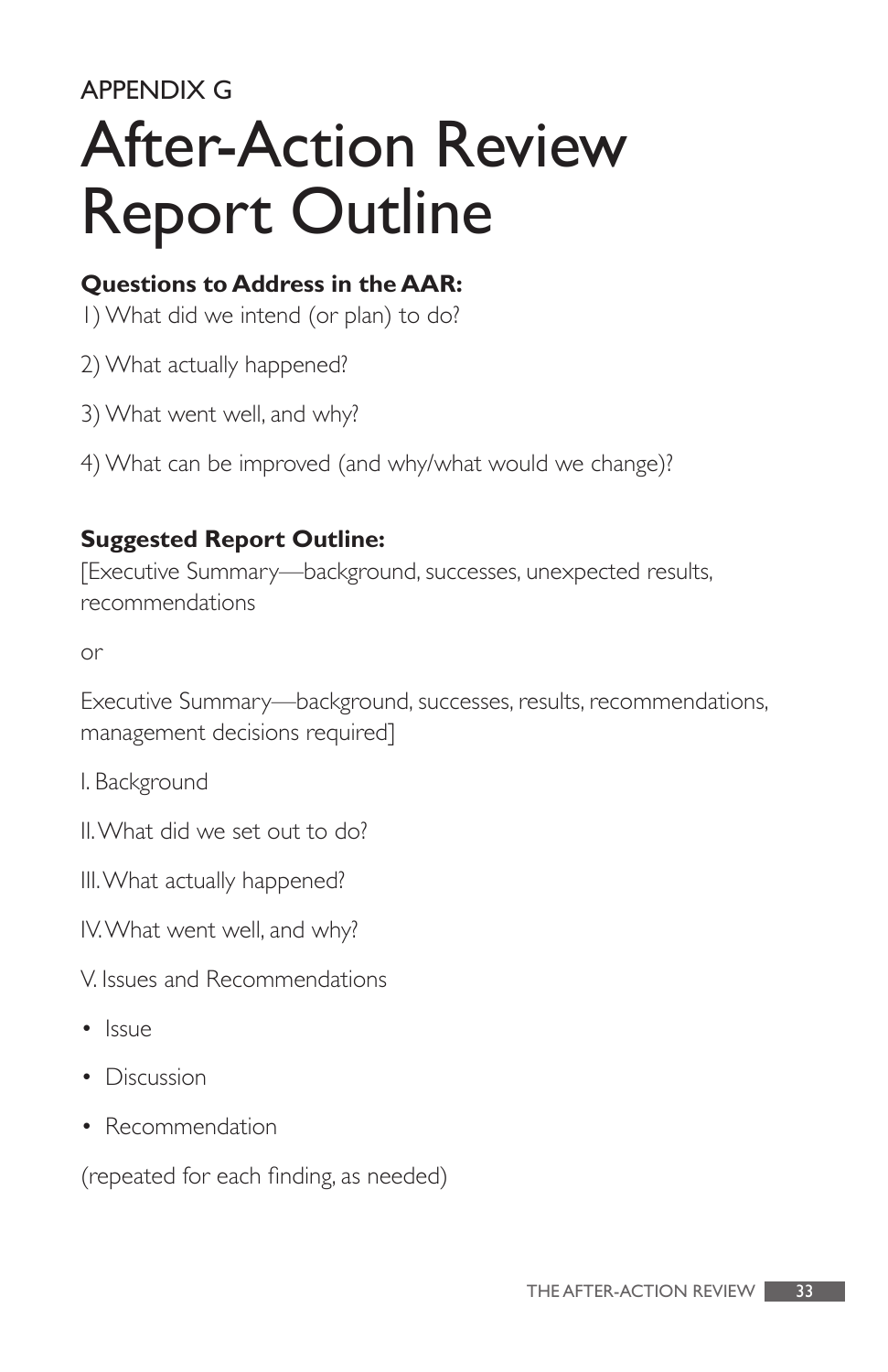APPENDIX G

# After-Action Review Report Outline

**Questions to Address in the AAR:**

1) What did we intend (or plan) to do?

2) What actually happened?

3) What went well, and why?

4) What can be improved (and why/what would we change)?

**Suggested Report Outline:**

[Executive Summary—background, successes, unexpected results, recommendations

or

Executive Summary—background, successes, results, recommendations, management decisions required]

I. Background

II. What did we set out to do?

III. What actually happened?

IV. What went well, and why?

V. Issues and Recommendations

- Issue
- Discussion
- Recommendation

(repeated for each finding, as needed)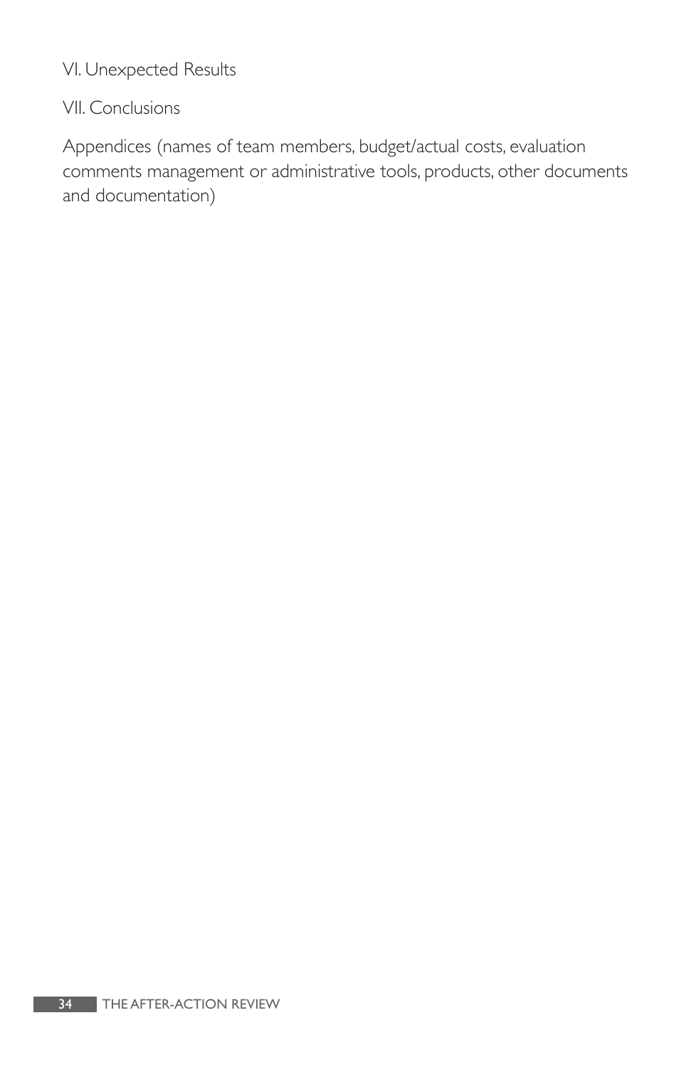VI. Unexpected Results

VII. Conclusions

Appendices (names of team members, budget/actual costs, evaluation comments management or administrative tools, products, other documents and documentation)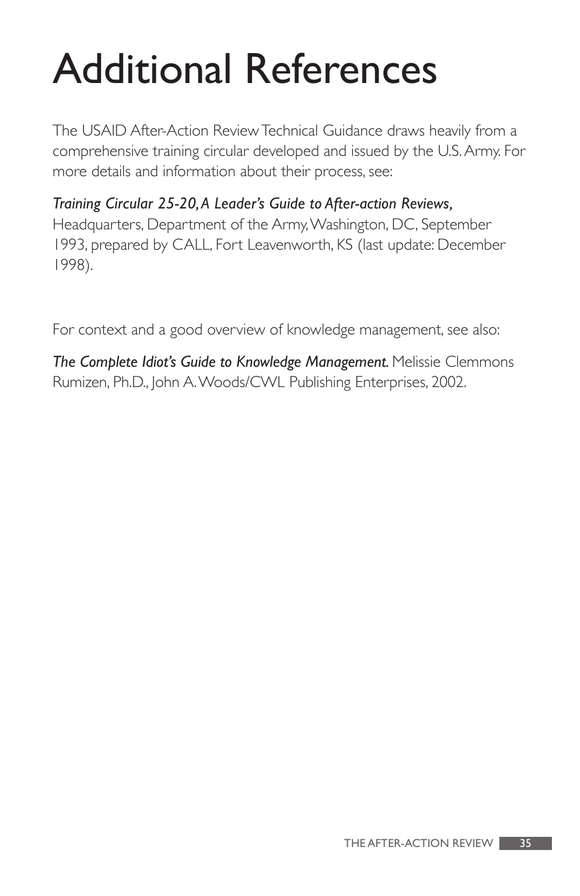# Additional References

The USAID After-Action Review Technical Guidance draws heavily from a comprehensive training circular developed and issued by the U.S. Army. For more details and information about their process, see:

*Training Circular 25-20, A Leader's Guide to After-action Reviews,* Headquarters, Department of the Army, Washington, DC, September 1993, prepared by CALL, Fort Leavenworth, KS (last update: December 1998).

For context and a good overview of knowledge management, see also:

*The Complete Idiot's Guide to Knowledge Management.* Melissie Clemmons Rumizen, Ph.D., John A. Woods/CWL Publishing Enterprises, 2002.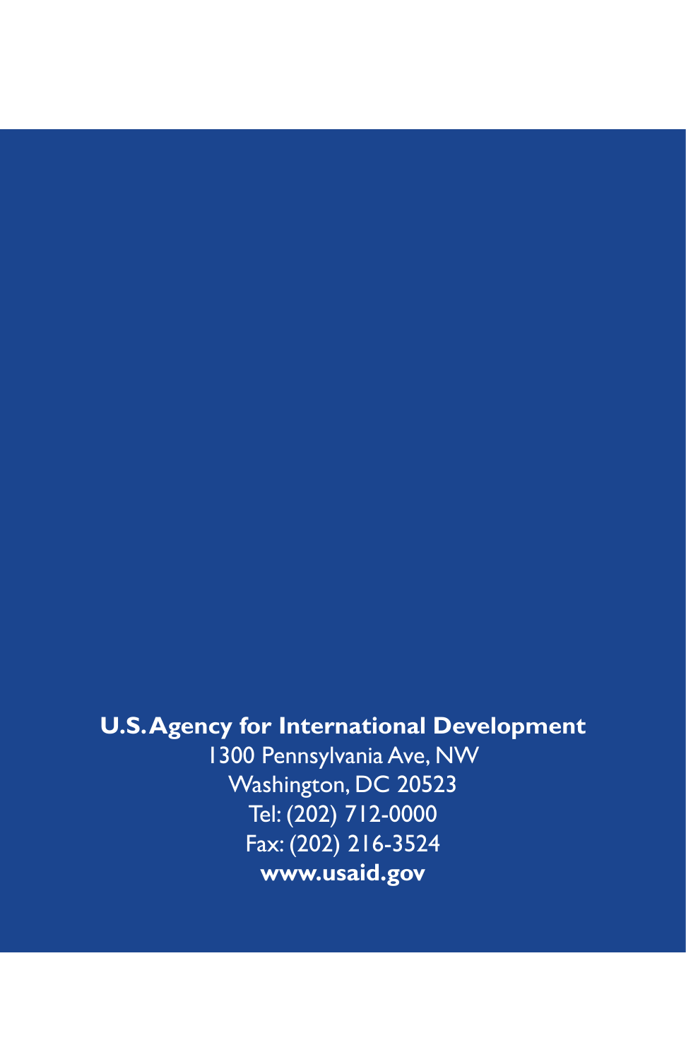**U.S. Agency for International Development**
1300 Pennsylvania Ave, NW
Washington, DC 20523
Tel: (202) 712-0000
Fax: (202) 216-3524
**www.usaid.gov**